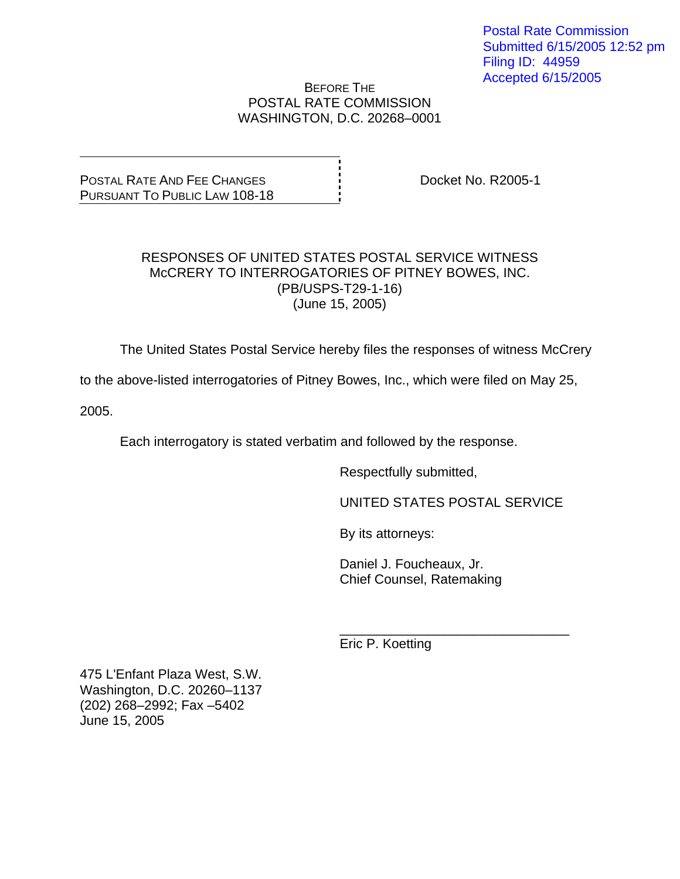Postal Rate Commission
Submitted 6/15/2005 12:52 pm
Filing ID: 44959
Accepted 6/15/2005

BEFORE THE
POSTAL RATE COMMISSION
WASHINGTON, D.C. 20268–0001

| POSTAL RATE AND FEE CHANGES PURSUANT TO PUBLIC LAW 108-18 | Docket No. R2005-1 |
|---|---|

RESPONSES OF UNITED STATES POSTAL SERVICE WITNESS McCRERY TO INTERROGATORIES OF PITNEY BOWES, INC. (PB/USPS-T29-1-16) (June 15, 2005)

The United States Postal Service hereby files the responses of witness McCrery to the above-listed interrogatories of Pitney Bowes, Inc., which were filed on May 25, 2005.

Each interrogatory is stated verbatim and followed by the response.

Respectfully submitted,

UNITED STATES POSTAL SERVICE

By its attorneys:

Daniel J. Foucheaux, Jr.
Chief Counsel, Ratemaking

\_\_\_\_\_\_\_\_\_\_\_\_\_\_\_\_\_\_\_\_\_\_\_\_\_\_\_\_\_\_\_\_
Eric P. Koetting

475 L'Enfant Plaza West, S.W.
Washington, D.C. 20260–1137
(202) 268–2992; Fax –5402
June 15, 2005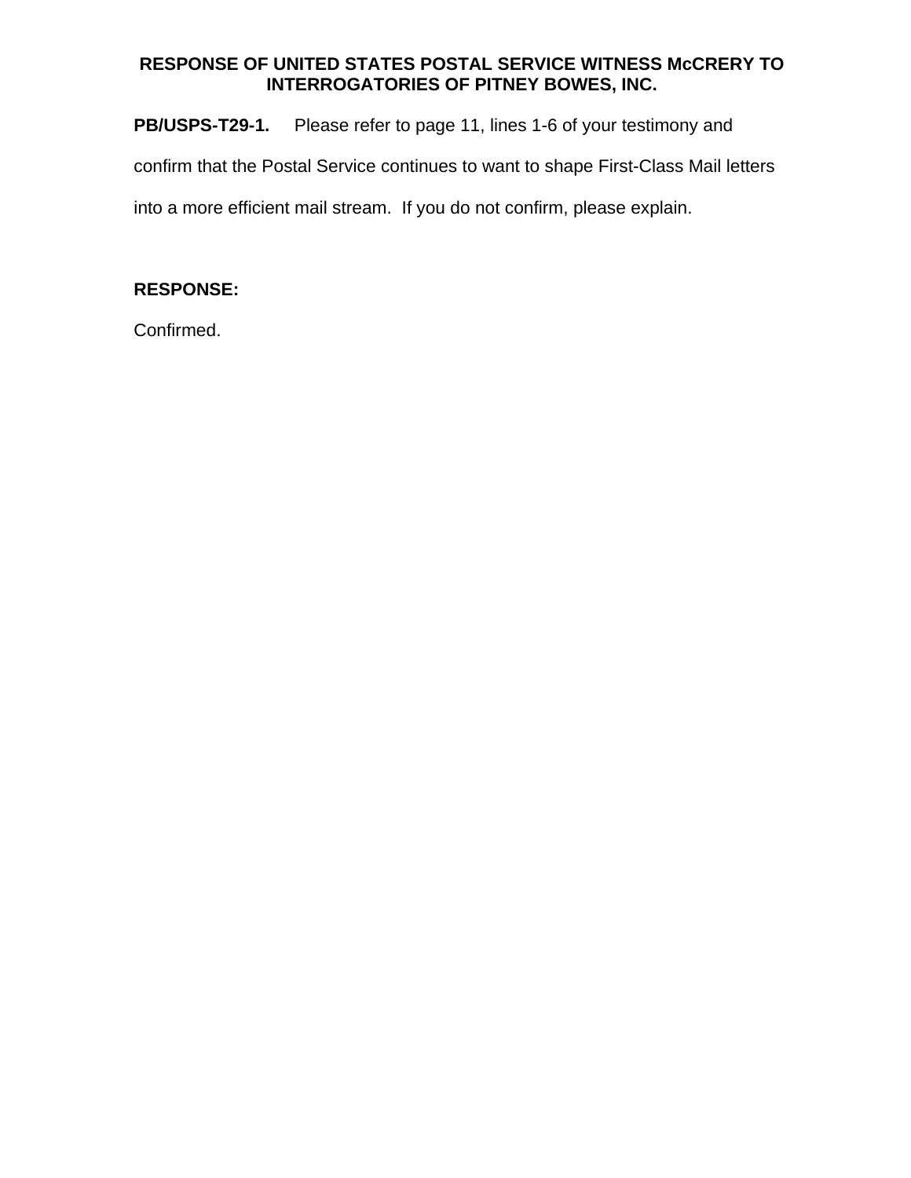**RESPONSE OF UNITED STATES POSTAL SERVICE WITNESS McCRERY TO INTERROGATORIES OF PITNEY BOWES, INC.**

**PB/USPS-T29-1.** Please refer to page 11, lines 1-6 of your testimony and confirm that the Postal Service continues to want to shape First-Class Mail letters into a more efficient mail stream. If you do not confirm, please explain.

**RESPONSE:**

Confirmed.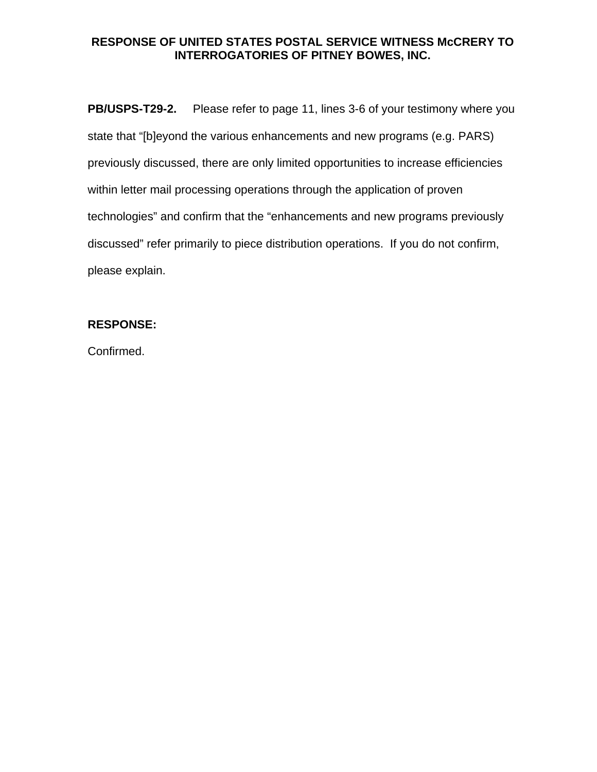**RESPONSE OF UNITED STATES POSTAL SERVICE WITNESS McCRERY TO INTERROGATORIES OF PITNEY BOWES, INC.**

**PB/USPS-T29-2.** Please refer to page 11, lines 3-6 of your testimony where you state that "[b]eyond the various enhancements and new programs (e.g. PARS) previously discussed, there are only limited opportunities to increase efficiencies within letter mail processing operations through the application of proven technologies" and confirm that the "enhancements and new programs previously discussed" refer primarily to piece distribution operations. If you do not confirm, please explain.

**RESPONSE:**

Confirmed.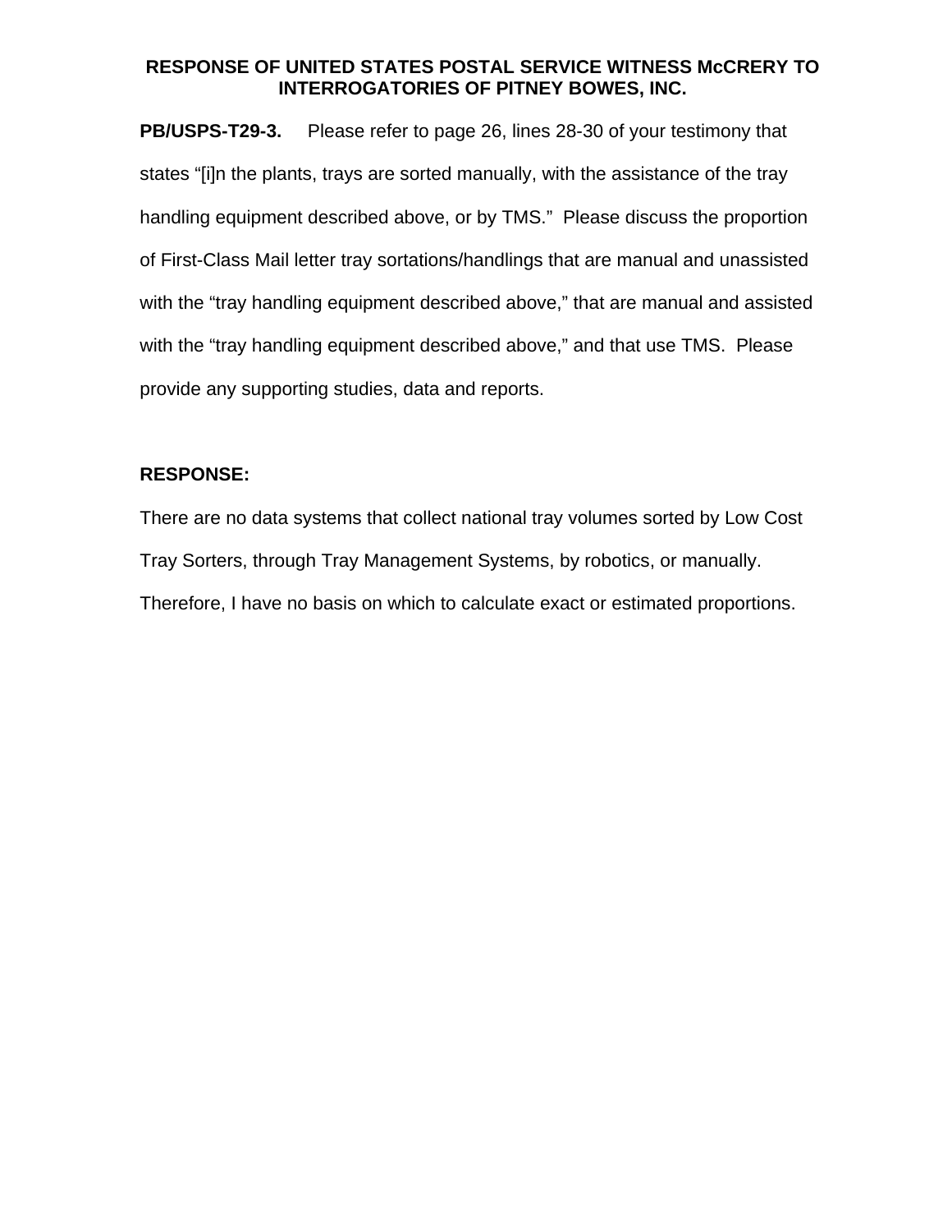**RESPONSE OF UNITED STATES POSTAL SERVICE WITNESS McCRERY TO INTERROGATORIES OF PITNEY BOWES, INC.**

**PB/USPS-T29-3.** Please refer to page 26, lines 28-30 of your testimony that states "[i]n the plants, trays are sorted manually, with the assistance of the tray handling equipment described above, or by TMS." Please discuss the proportion of First-Class Mail letter tray sortations/handlings that are manual and unassisted with the "tray handling equipment described above," that are manual and assisted with the "tray handling equipment described above," and that use TMS. Please provide any supporting studies, data and reports.

**RESPONSE:**

There are no data systems that collect national tray volumes sorted by Low Cost Tray Sorters, through Tray Management Systems, by robotics, or manually. Therefore, I have no basis on which to calculate exact or estimated proportions.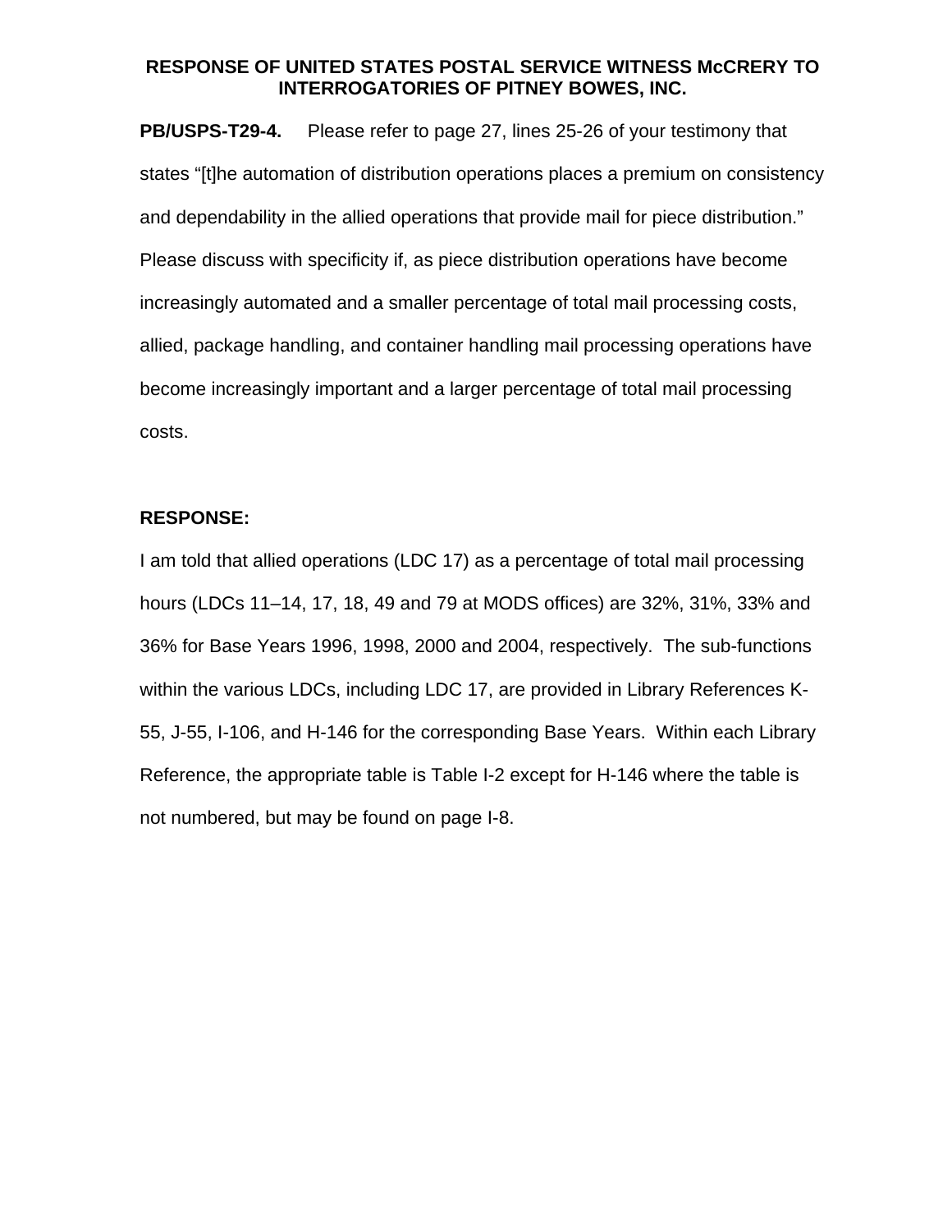**RESPONSE OF UNITED STATES POSTAL SERVICE WITNESS McCRERY TO INTERROGATORIES OF PITNEY BOWES, INC.**

**PB/USPS-T29-4.** Please refer to page 27, lines 25-26 of your testimony that states "[t]he automation of distribution operations places a premium on consistency and dependability in the allied operations that provide mail for piece distribution." Please discuss with specificity if, as piece distribution operations have become increasingly automated and a smaller percentage of total mail processing costs, allied, package handling, and container handling mail processing operations have become increasingly important and a larger percentage of total mail processing costs.

**RESPONSE:**

I am told that allied operations (LDC 17) as a percentage of total mail processing hours (LDCs 11–14, 17, 18, 49 and 79 at MODS offices) are 32%, 31%, 33% and 36% for Base Years 1996, 1998, 2000 and 2004, respectively. The sub-functions within the various LDCs, including LDC 17, are provided in Library References K-55, J-55, I-106, and H-146 for the corresponding Base Years. Within each Library Reference, the appropriate table is Table I-2 except for H-146 where the table is not numbered, but may be found on page I-8.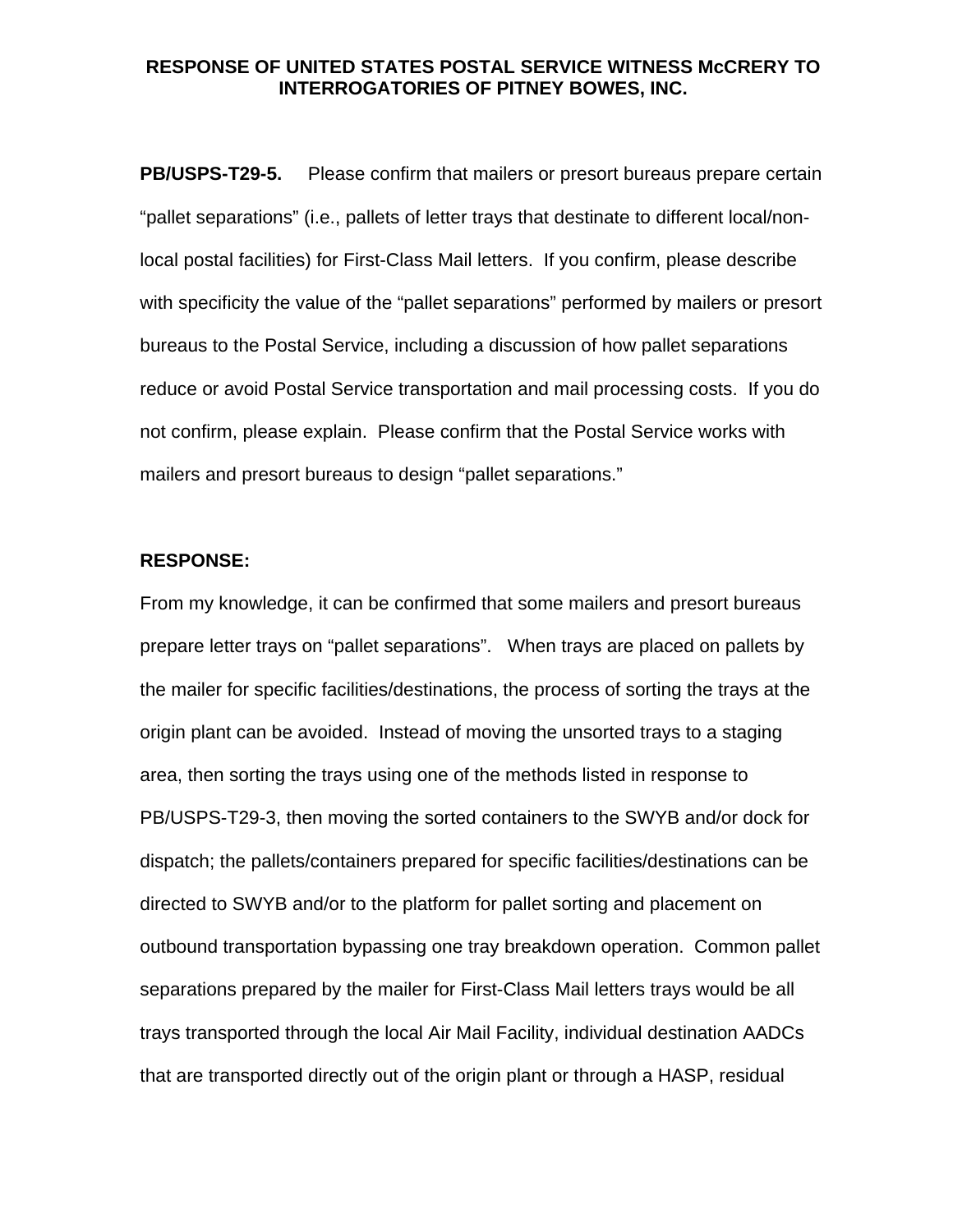**RESPONSE OF UNITED STATES POSTAL SERVICE WITNESS McCRERY TO INTERROGATORIES OF PITNEY BOWES, INC.**

**PB/USPS-T29-5.** Please confirm that mailers or presort bureaus prepare certain "pallet separations" (i.e., pallets of letter trays that destinate to different local/non-local postal facilities) for First-Class Mail letters. If you confirm, please describe with specificity the value of the "pallet separations" performed by mailers or presort bureaus to the Postal Service, including a discussion of how pallet separations reduce or avoid Postal Service transportation and mail processing costs. If you do not confirm, please explain. Please confirm that the Postal Service works with mailers and presort bureaus to design "pallet separations."

**RESPONSE:**

From my knowledge, it can be confirmed that some mailers and presort bureaus prepare letter trays on "pallet separations". When trays are placed on pallets by the mailer for specific facilities/destinations, the process of sorting the trays at the origin plant can be avoided. Instead of moving the unsorted trays to a staging area, then sorting the trays using one of the methods listed in response to PB/USPS-T29-3, then moving the sorted containers to the SWYB and/or dock for dispatch; the pallets/containers prepared for specific facilities/destinations can be directed to SWYB and/or to the platform for pallet sorting and placement on outbound transportation bypassing one tray breakdown operation. Common pallet separations prepared by the mailer for First-Class Mail letters trays would be all trays transported through the local Air Mail Facility, individual destination AADCs that are transported directly out of the origin plant or through a HASP, residual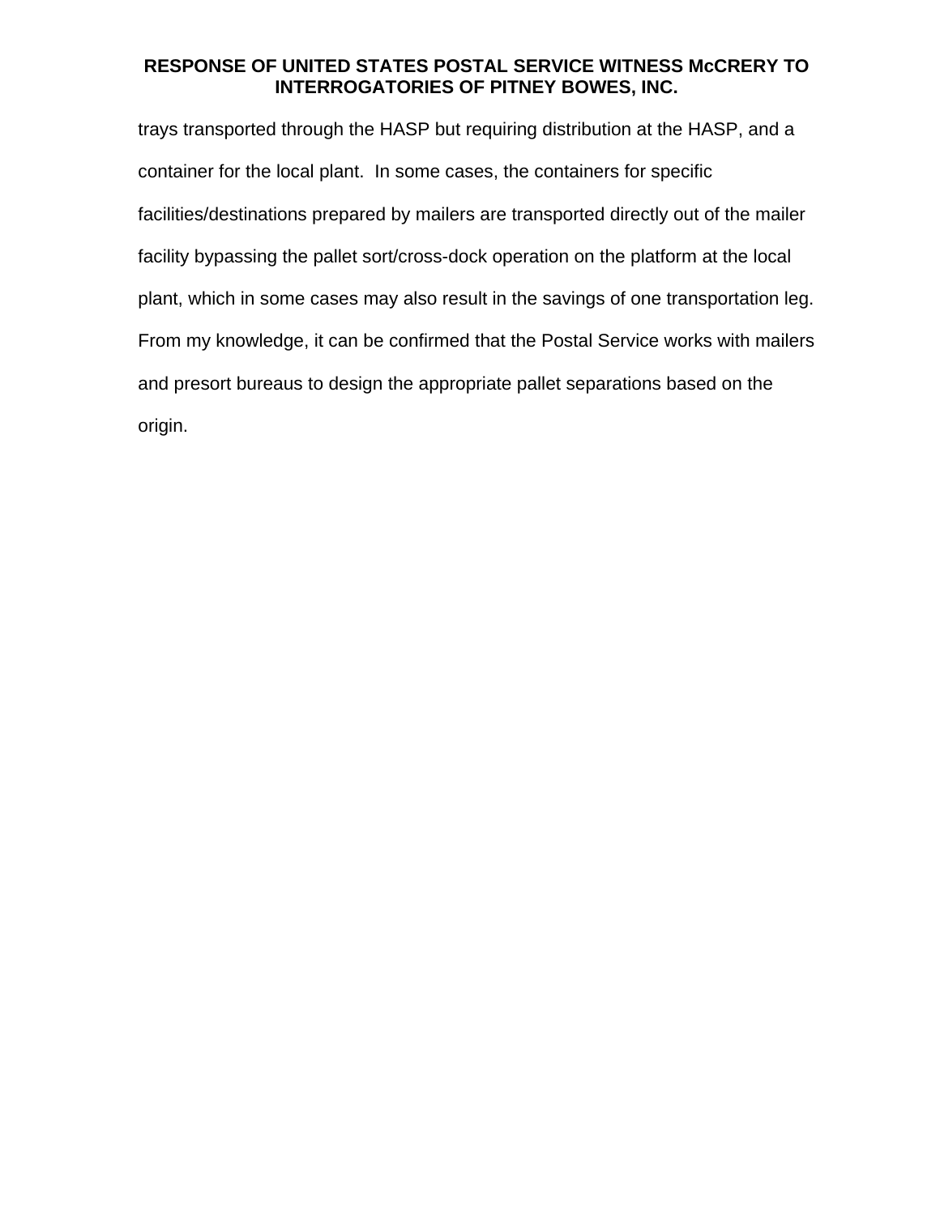trays transported through the HASP but requiring distribution at the HASP, and a container for the local plant. In some cases, the containers for specific facilities/destinations prepared by mailers are transported directly out of the mailer facility bypassing the pallet sort/cross-dock operation on the platform at the local plant, which in some cases may also result in the savings of one transportation leg. From my knowledge, it can be confirmed that the Postal Service works with mailers and presort bureaus to design the appropriate pallet separations based on the origin.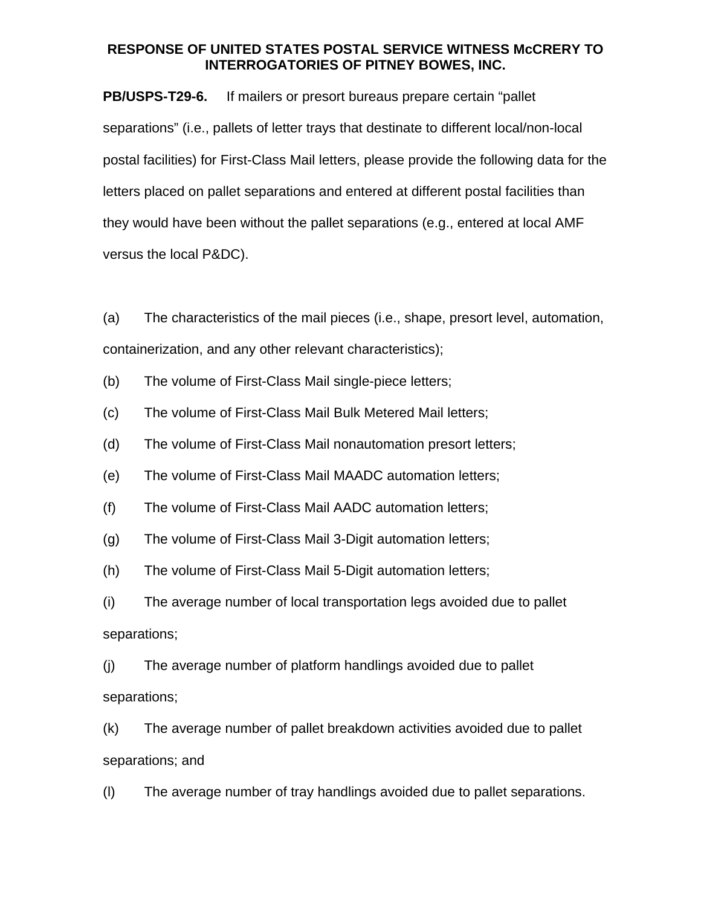**RESPONSE OF UNITED STATES POSTAL SERVICE WITNESS McCRERY TO INTERROGATORIES OF PITNEY BOWES, INC.**

**PB/USPS-T29-6.** If mailers or presort bureaus prepare certain "pallet separations" (i.e., pallets of letter trays that destinate to different local/non-local postal facilities) for First-Class Mail letters, please provide the following data for the letters placed on pallet separations and entered at different postal facilities than they would have been without the pallet separations (e.g., entered at local AMF versus the local P&DC).

(a) The characteristics of the mail pieces (i.e., shape, presort level, automation, containerization, and any other relevant characteristics);

(b) The volume of First-Class Mail single-piece letters;

(c) The volume of First-Class Mail Bulk Metered Mail letters;

(d) The volume of First-Class Mail nonautomation presort letters;

(e) The volume of First-Class Mail MAADC automation letters;

(f) The volume of First-Class Mail AADC automation letters;

(g) The volume of First-Class Mail 3-Digit automation letters;

(h) The volume of First-Class Mail 5-Digit automation letters;

(i) The average number of local transportation legs avoided due to pallet separations;

(j) The average number of platform handlings avoided due to pallet separations;

(k) The average number of pallet breakdown activities avoided due to pallet separations; and

(l) The average number of tray handlings avoided due to pallet separations.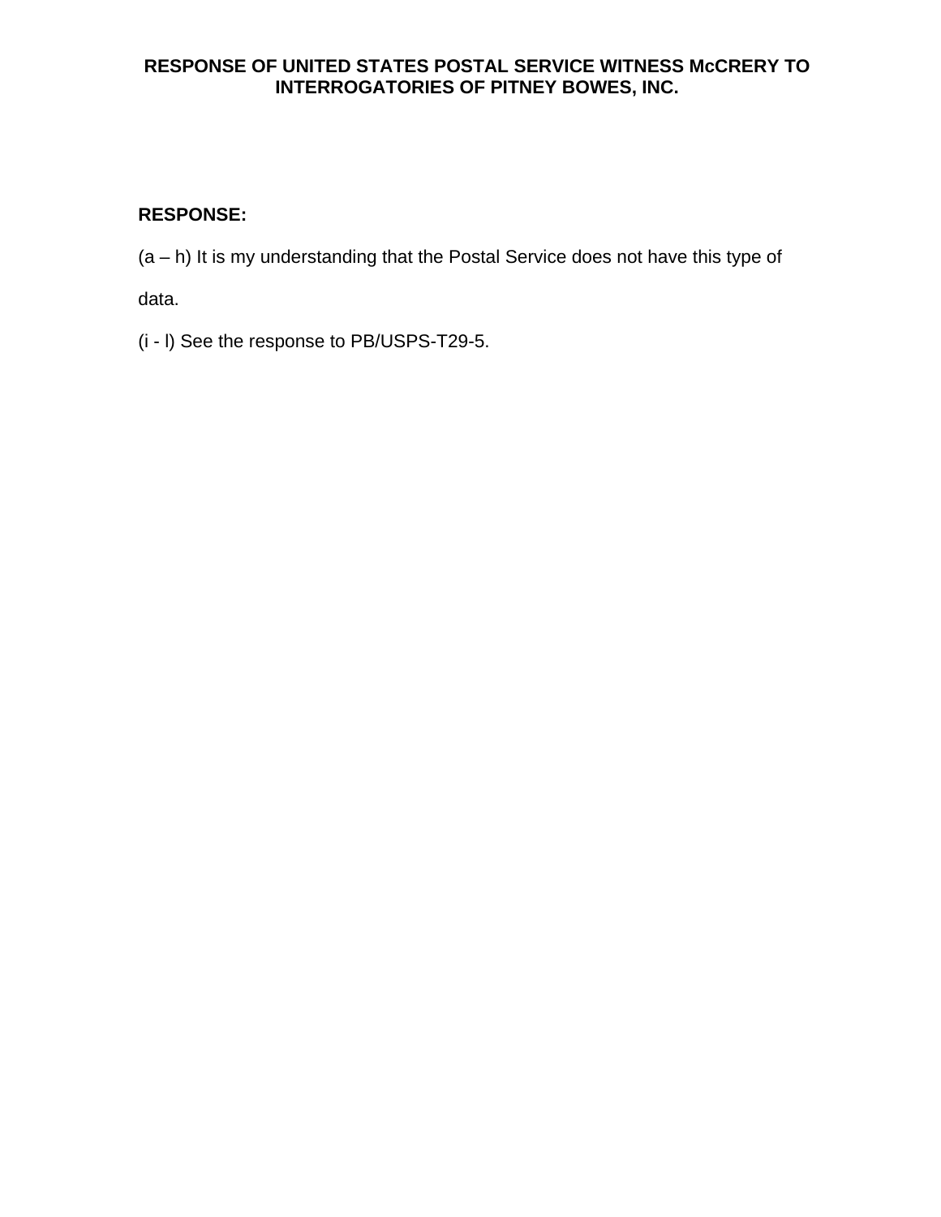**RESPONSE:**

(a – h) It is my understanding that the Postal Service does not have this type of data.

(i - l) See the response to PB/USPS-T29-5.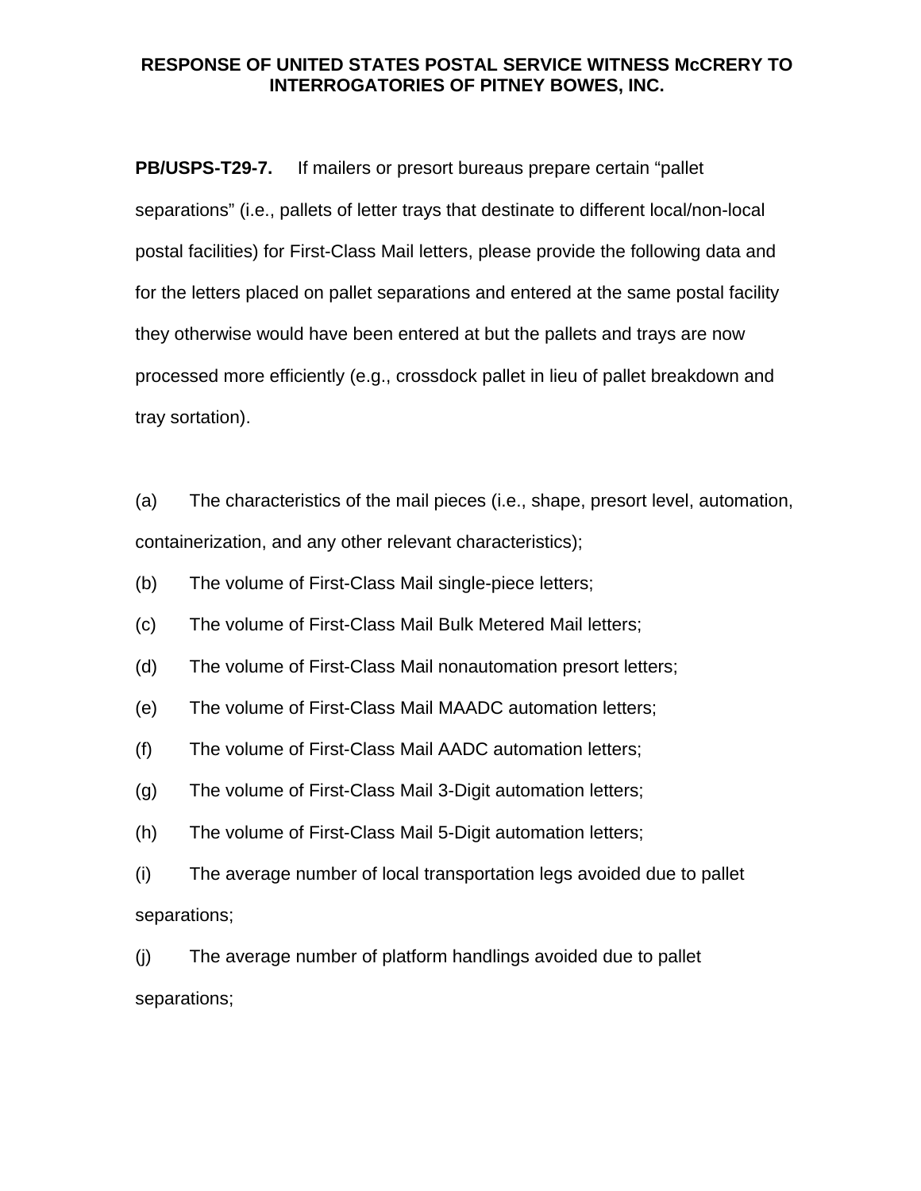**PB/USPS-T29-7.** If mailers or presort bureaus prepare certain "pallet separations" (i.e., pallets of letter trays that destinate to different local/non-local postal facilities) for First-Class Mail letters, please provide the following data and for the letters placed on pallet separations and entered at the same postal facility they otherwise would have been entered at but the pallets and trays are now processed more efficiently (e.g., crossdock pallet in lieu of pallet breakdown and tray sortation).

(a) The characteristics of the mail pieces (i.e., shape, presort level, automation, containerization, and any other relevant characteristics);

(b) The volume of First-Class Mail single-piece letters;

(c) The volume of First-Class Mail Bulk Metered Mail letters;

(d) The volume of First-Class Mail nonautomation presort letters;

(e) The volume of First-Class Mail MAADC automation letters;

(f) The volume of First-Class Mail AADC automation letters;

(g) The volume of First-Class Mail 3-Digit automation letters;

(h) The volume of First-Class Mail 5-Digit automation letters;

(i) The average number of local transportation legs avoided due to pallet separations;

(j) The average number of platform handlings avoided due to pallet separations;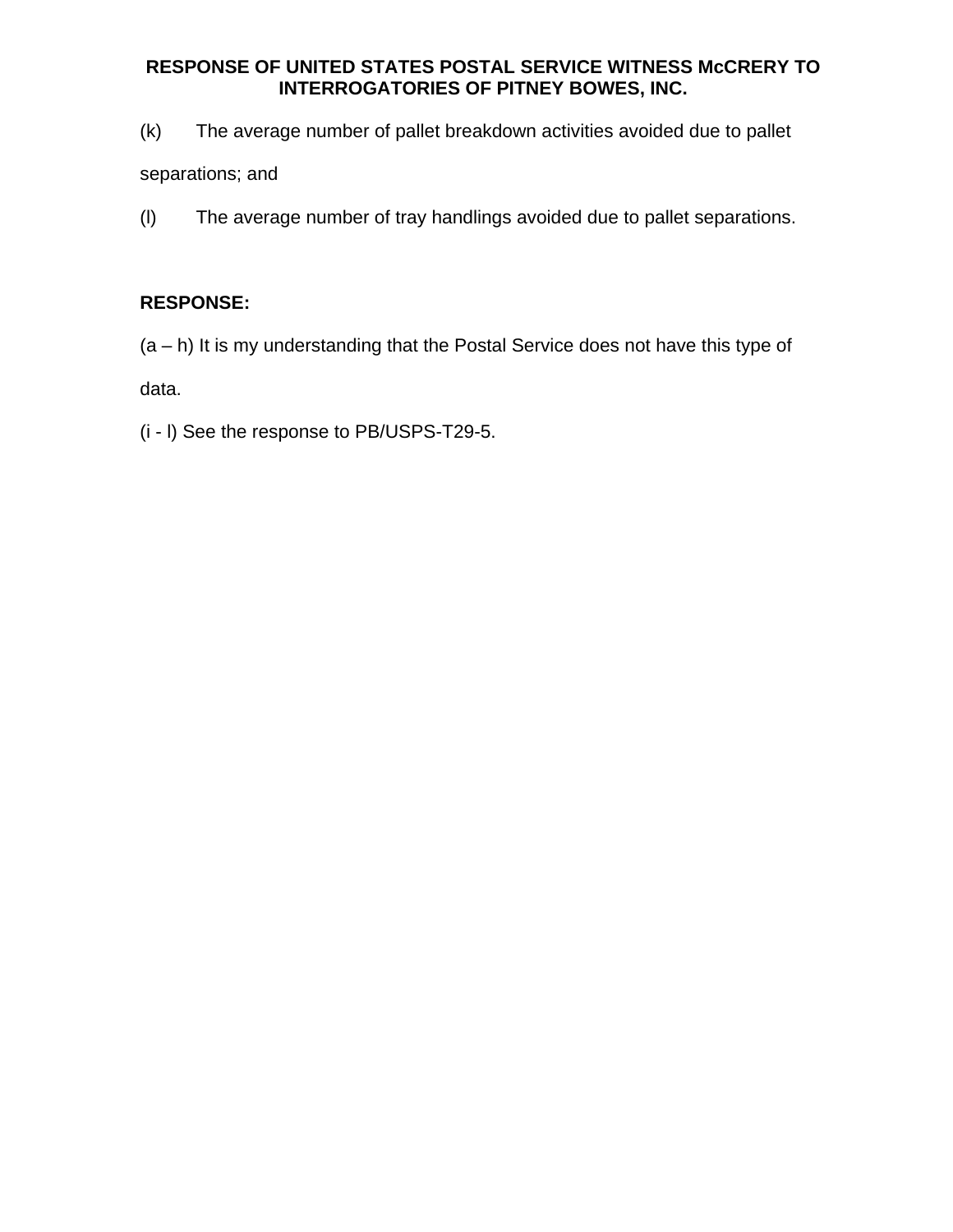**RESPONSE OF UNITED STATES POSTAL SERVICE WITNESS McCRERY TO INTERROGATORIES OF PITNEY BOWES, INC.**

(k) The average number of pallet breakdown activities avoided due to pallet separations; and

(l) The average number of tray handlings avoided due to pallet separations.

**RESPONSE:**

(a – h) It is my understanding that the Postal Service does not have this type of data.

(i - l) See the response to PB/USPS-T29-5.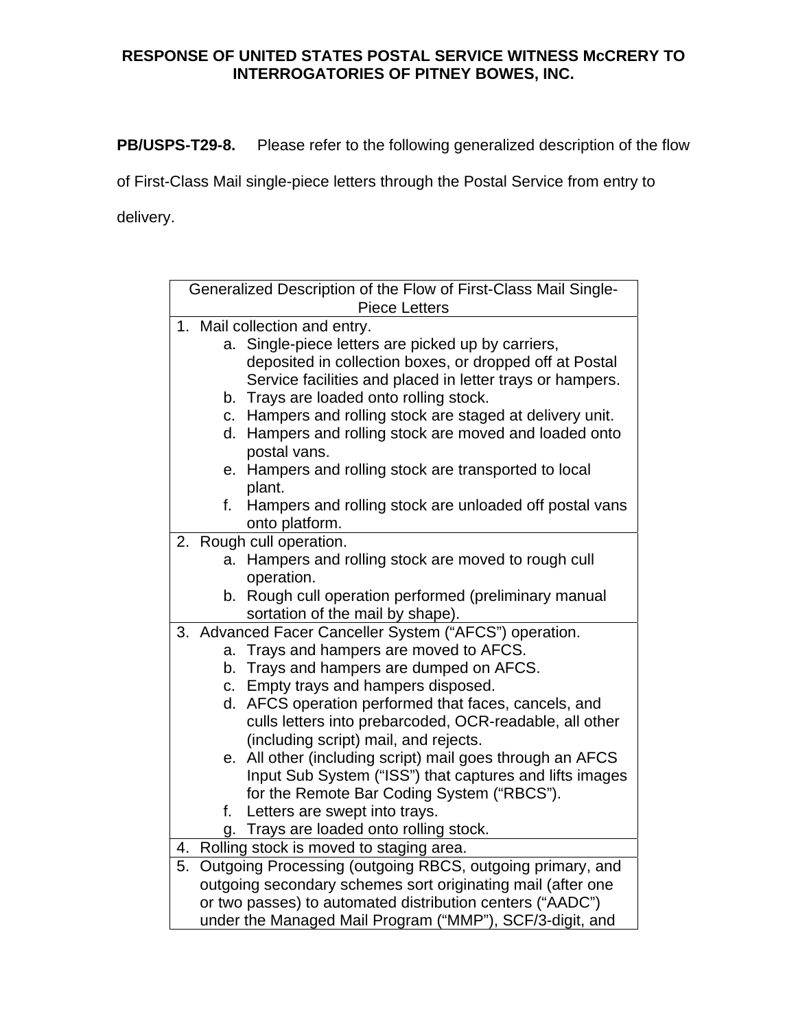**RESPONSE OF UNITED STATES POSTAL SERVICE WITNESS McCRERY TO INTERROGATORIES OF PITNEY BOWES, INC.**

**PB/USPS-T29-8.** Please refer to the following generalized description of the flow of First-Class Mail single-piece letters through the Postal Service from entry to delivery.

| Generalized Description of the Flow of First-Class Mail Single-Piece Letters |
|---|
| 1. Mail collection and entry.<br>a. Single-piece letters are picked up by carriers, deposited in collection boxes, or dropped off at Postal Service facilities and placed in letter trays or hampers.<br>b. Trays are loaded onto rolling stock.<br>c. Hampers and rolling stock are staged at delivery unit.<br>d. Hampers and rolling stock are moved and loaded onto postal vans.<br>e. Hampers and rolling stock are transported to local plant.<br>f. Hampers and rolling stock are unloaded off postal vans onto platform. |
| 2. Rough cull operation.<br>a. Hampers and rolling stock are moved to rough cull operation.<br>b. Rough cull operation performed (preliminary manual sortation of the mail by shape). |
| 3. Advanced Facer Canceller System ("AFCS") operation.<br>a. Trays and hampers are moved to AFCS.<br>b. Trays and hampers are dumped on AFCS.<br>c. Empty trays and hampers disposed.<br>d. AFCS operation performed that faces, cancels, and culls letters into prebarcoded, OCR-readable, all other (including script) mail, and rejects.<br>e. All other (including script) mail goes through an AFCS Input Sub System ("ISS") that captures and lifts images for the Remote Bar Coding System ("RBCS").<br>f. Letters are swept into trays.<br>g. Trays are loaded onto rolling stock. |
| 4. Rolling stock is moved to staging area. |
| 5. Outgoing Processing (outgoing RBCS, outgoing primary, and outgoing secondary schemes sort originating mail (after one or two passes) to automated distribution centers ("AADC") under the Managed Mail Program ("MMP"), SCF/3-digit, and |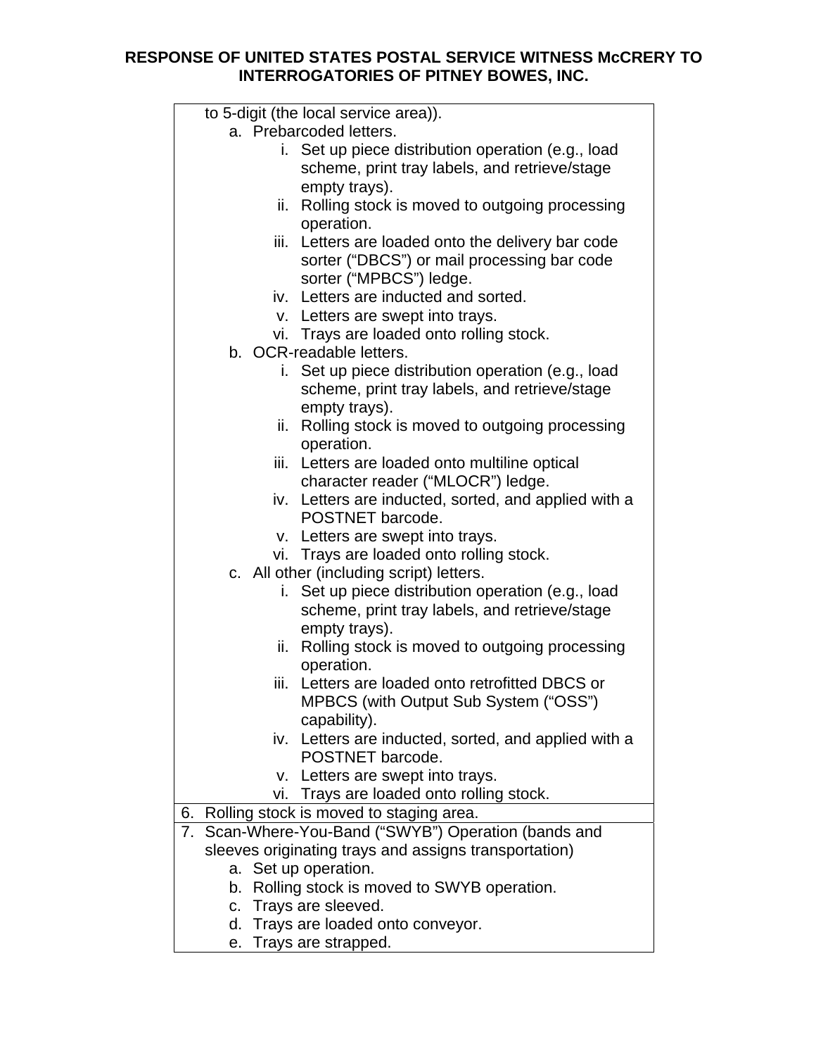**RESPONSE OF UNITED STATES POSTAL SERVICE WITNESS McCRERY TO INTERROGATORIES OF PITNEY BOWES, INC.**

to 5-digit (the local service area)).

  a. Prebarcoded letters.
     i. Set up piece distribution operation (e.g., load scheme, print tray labels, and retrieve/stage empty trays).
     ii. Rolling stock is moved to outgoing processing operation.
     iii. Letters are loaded onto the delivery bar code sorter (“DBCS”) or mail processing bar code sorter (“MPBCS”) ledge.
     iv. Letters are inducted and sorted.
     v. Letters are swept into trays.
     vi. Trays are loaded onto rolling stock.
  b. OCR-readable letters.
     i. Set up piece distribution operation (e.g., load scheme, print tray labels, and retrieve/stage empty trays).
     ii. Rolling stock is moved to outgoing processing operation.
     iii. Letters are loaded onto multiline optical character reader (“MLOCR”) ledge.
     iv. Letters are inducted, sorted, and applied with a POSTNET barcode.
     v. Letters are swept into trays.
     vi. Trays are loaded onto rolling stock.
  c. All other (including script) letters.
     i. Set up piece distribution operation (e.g., load scheme, print tray labels, and retrieve/stage empty trays).
     ii. Rolling stock is moved to outgoing processing operation.
     iii. Letters are loaded onto retrofitted DBCS or MPBCS (with Output Sub System (“OSS”) capability).
     iv. Letters are inducted, sorted, and applied with a POSTNET barcode.
     v. Letters are swept into trays.
     vi. Trays are loaded onto rolling stock.

6. Rolling stock is moved to staging area.

7. Scan-Where-You-Band (“SWYB”) Operation (bands and sleeves originating trays and assigns transportation)
  a. Set up operation.
  b. Rolling stock is moved to SWYB operation.
  c. Trays are sleeved.
  d. Trays are loaded onto conveyor.
  e. Trays are strapped.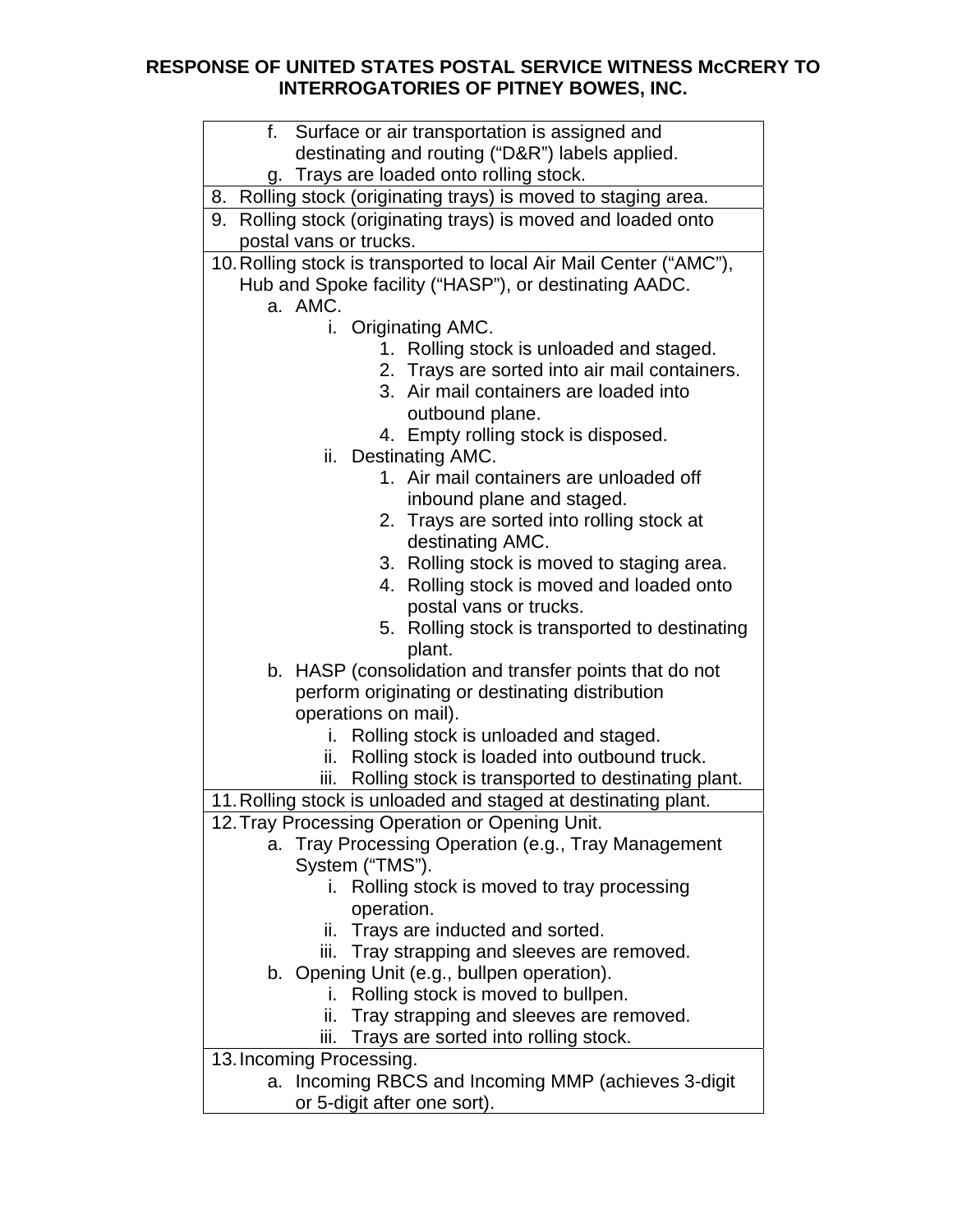**RESPONSE OF UNITED STATES POSTAL SERVICE WITNESS McCRERY TO INTERROGATORIES OF PITNEY BOWES, INC.**

| |
|---|
| f. Surface or air transportation is assigned and destinating and routing ("D&R") labels applied.<br>g. Trays are loaded onto rolling stock. |
| 8. Rolling stock (originating trays) is moved to staging area. |
| 9. Rolling stock (originating trays) is moved and loaded onto postal vans or trucks. |
| 10. Rolling stock is transported to local Air Mail Center ("AMC"), Hub and Spoke facility ("HASP"), or destinating AADC.<br>a. AMC.<br>i. Originating AMC.<br>1. Rolling stock is unloaded and staged.<br>2. Trays are sorted into air mail containers.<br>3. Air mail containers are loaded into outbound plane.<br>4. Empty rolling stock is disposed.<br>ii. Destinating AMC.<br>1. Air mail containers are unloaded off inbound plane and staged.<br>2. Trays are sorted into rolling stock at destinating AMC.<br>3. Rolling stock is moved to staging area.<br>4. Rolling stock is moved and loaded onto postal vans or trucks.<br>5. Rolling stock is transported to destinating plant.<br>b. HASP (consolidation and transfer points that do not perform originating or destinating distribution operations on mail).<br>i. Rolling stock is unloaded and staged.<br>ii. Rolling stock is loaded into outbound truck.<br>iii. Rolling stock is transported to destinating plant. |
| 11. Rolling stock is unloaded and staged at destinating plant. |
| 12. Tray Processing Operation or Opening Unit.<br>a. Tray Processing Operation (e.g., Tray Management System ("TMS").<br>i. Rolling stock is moved to tray processing operation.<br>ii. Trays are inducted and sorted.<br>iii. Tray strapping and sleeves are removed.<br>b. Opening Unit (e.g., bullpen operation).<br>i. Rolling stock is moved to bullpen.<br>ii. Tray strapping and sleeves are removed.<br>iii. Trays are sorted into rolling stock. |
| 13. Incoming Processing.<br>a. Incoming RBCS and Incoming MMP (achieves 3-digit or 5-digit after one sort). |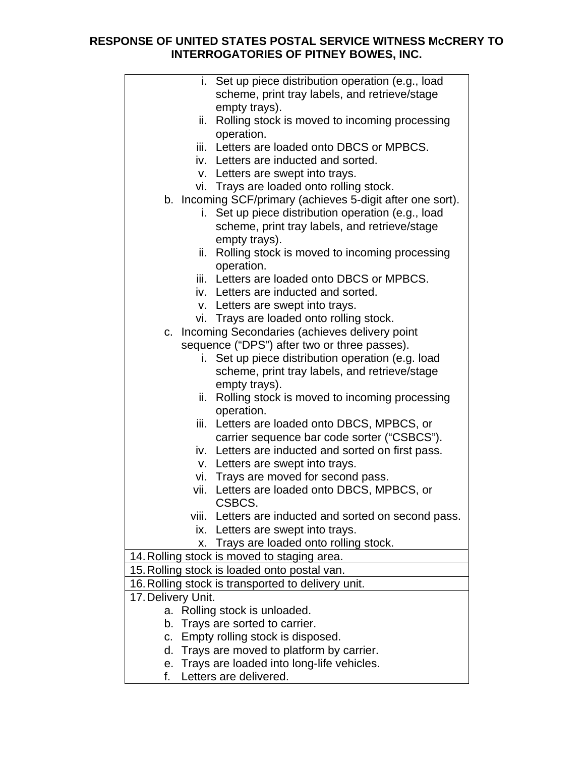**RESPONSE OF UNITED STATES POSTAL SERVICE WITNESS McCRERY TO INTERROGATORIES OF PITNEY BOWES, INC.**

| |
|---|
| i. Set up piece distribution operation (e.g., load scheme, print tray labels, and retrieve/stage empty trays).<br>ii. Rolling stock is moved to incoming processing operation.<br>iii. Letters are loaded onto DBCS or MPBCS.<br>iv. Letters are inducted and sorted.<br>v. Letters are swept into trays.<br>vi. Trays are loaded onto rolling stock.<br>b. Incoming SCF/primary (achieves 5-digit after one sort).<br>i. Set up piece distribution operation (e.g., load scheme, print tray labels, and retrieve/stage empty trays).<br>ii. Rolling stock is moved to incoming processing operation.<br>iii. Letters are loaded onto DBCS or MPBCS.<br>iv. Letters are inducted and sorted.<br>v. Letters are swept into trays.<br>vi. Trays are loaded onto rolling stock.<br>c. Incoming Secondaries (achieves delivery point sequence ("DPS") after two or three passes).<br>i. Set up piece distribution operation (e.g. load scheme, print tray labels, and retrieve/stage empty trays).<br>ii. Rolling stock is moved to incoming processing operation.<br>iii. Letters are loaded onto DBCS, MPBCS, or carrier sequence bar code sorter ("CSBCS").<br>iv. Letters are inducted and sorted on first pass.<br>v. Letters are swept into trays.<br>vi. Trays are moved for second pass.<br>vii. Letters are loaded onto DBCS, MPBCS, or CSBCS.<br>viii. Letters are inducted and sorted on second pass.<br>ix. Letters are swept into trays.<br>x. Trays are loaded onto rolling stock. |
| 14. Rolling stock is moved to staging area. |
| 15. Rolling stock is loaded onto postal van. |
| 16. Rolling stock is transported to delivery unit. |
| 17. Delivery Unit.<br>a. Rolling stock is unloaded.<br>b. Trays are sorted to carrier.<br>c. Empty rolling stock is disposed.<br>d. Trays are moved to platform by carrier.<br>e. Trays are loaded into long-life vehicles.<br>f. Letters are delivered. |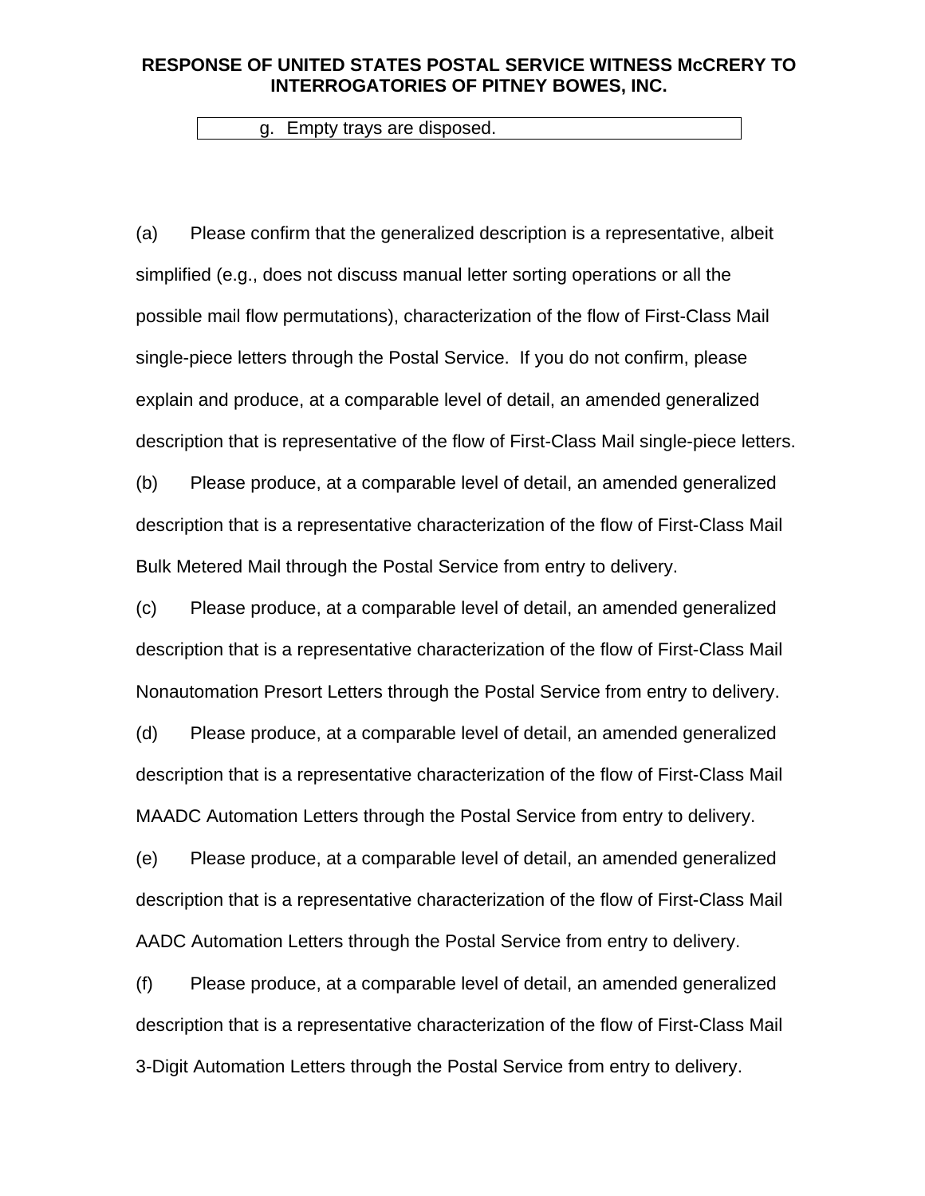g. Empty trays are disposed.

(a) Please confirm that the generalized description is a representative, albeit simplified (e.g., does not discuss manual letter sorting operations or all the possible mail flow permutations), characterization of the flow of First-Class Mail single-piece letters through the Postal Service. If you do not confirm, please explain and produce, at a comparable level of detail, an amended generalized description that is representative of the flow of First-Class Mail single-piece letters.

(b) Please produce, at a comparable level of detail, an amended generalized description that is a representative characterization of the flow of First-Class Mail Bulk Metered Mail through the Postal Service from entry to delivery.

(c) Please produce, at a comparable level of detail, an amended generalized description that is a representative characterization of the flow of First-Class Mail Nonautomation Presort Letters through the Postal Service from entry to delivery.

(d) Please produce, at a comparable level of detail, an amended generalized description that is a representative characterization of the flow of First-Class Mail MAADC Automation Letters through the Postal Service from entry to delivery.

(e) Please produce, at a comparable level of detail, an amended generalized description that is a representative characterization of the flow of First-Class Mail AADC Automation Letters through the Postal Service from entry to delivery.

(f) Please produce, at a comparable level of detail, an amended generalized description that is a representative characterization of the flow of First-Class Mail 3-Digit Automation Letters through the Postal Service from entry to delivery.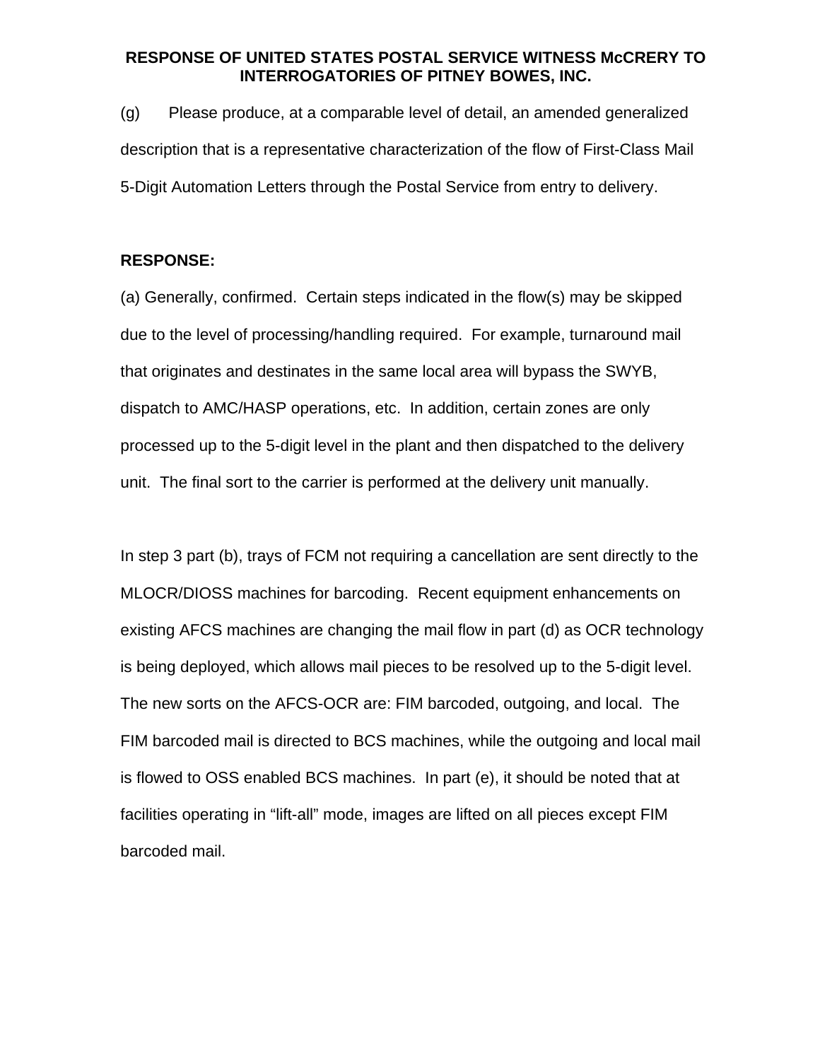(g) Please produce, at a comparable level of detail, an amended generalized description that is a representative characterization of the flow of First-Class Mail 5-Digit Automation Letters through the Postal Service from entry to delivery.

**RESPONSE:**

(a) Generally, confirmed. Certain steps indicated in the flow(s) may be skipped due to the level of processing/handling required. For example, turnaround mail that originates and destinates in the same local area will bypass the SWYB, dispatch to AMC/HASP operations, etc. In addition, certain zones are only processed up to the 5-digit level in the plant and then dispatched to the delivery unit. The final sort to the carrier is performed at the delivery unit manually.

In step 3 part (b), trays of FCM not requiring a cancellation are sent directly to the MLOCR/DIOSS machines for barcoding. Recent equipment enhancements on existing AFCS machines are changing the mail flow in part (d) as OCR technology is being deployed, which allows mail pieces to be resolved up to the 5-digit level. The new sorts on the AFCS-OCR are: FIM barcoded, outgoing, and local. The FIM barcoded mail is directed to BCS machines, while the outgoing and local mail is flowed to OSS enabled BCS machines. In part (e), it should be noted that at facilities operating in "lift-all" mode, images are lifted on all pieces except FIM barcoded mail.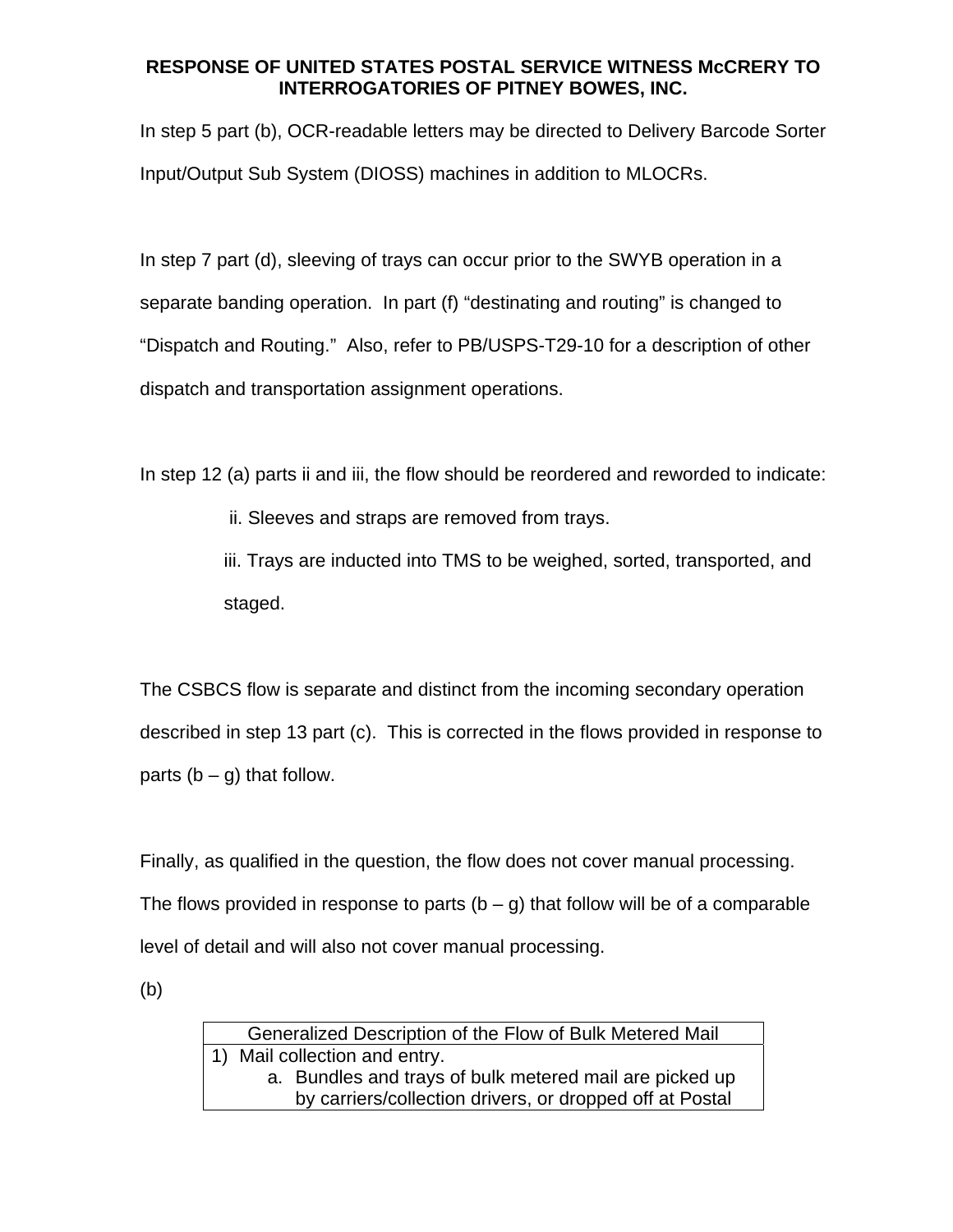**RESPONSE OF UNITED STATES POSTAL SERVICE WITNESS McCRERY TO INTERROGATORIES OF PITNEY BOWES, INC.**

In step 5 part (b), OCR-readable letters may be directed to Delivery Barcode Sorter Input/Output Sub System (DIOSS) machines in addition to MLOCRs.

In step 7 part (d), sleeving of trays can occur prior to the SWYB operation in a separate banding operation. In part (f) "destinating and routing" is changed to "Dispatch and Routing." Also, refer to PB/USPS-T29-10 for a description of other dispatch and transportation assignment operations.

In step 12 (a) parts ii and iii, the flow should be reordered and reworded to indicate:

> ii. Sleeves and straps are removed from trays.
>
> iii. Trays are inducted into TMS to be weighed, sorted, transported, and staged.

The CSBCS flow is separate and distinct from the incoming secondary operation described in step 13 part (c). This is corrected in the flows provided in response to parts (b – g) that follow.

Finally, as qualified in the question, the flow does not cover manual processing. The flows provided in response to parts (b – g) that follow will be of a comparable level of detail and will also not cover manual processing.

(b)

| Generalized Description of the Flow of Bulk Metered Mail |
|---|
| 1) Mail collection and entry.<br>a. Bundles and trays of bulk metered mail are picked up by carriers/collection drivers, or dropped off at Postal |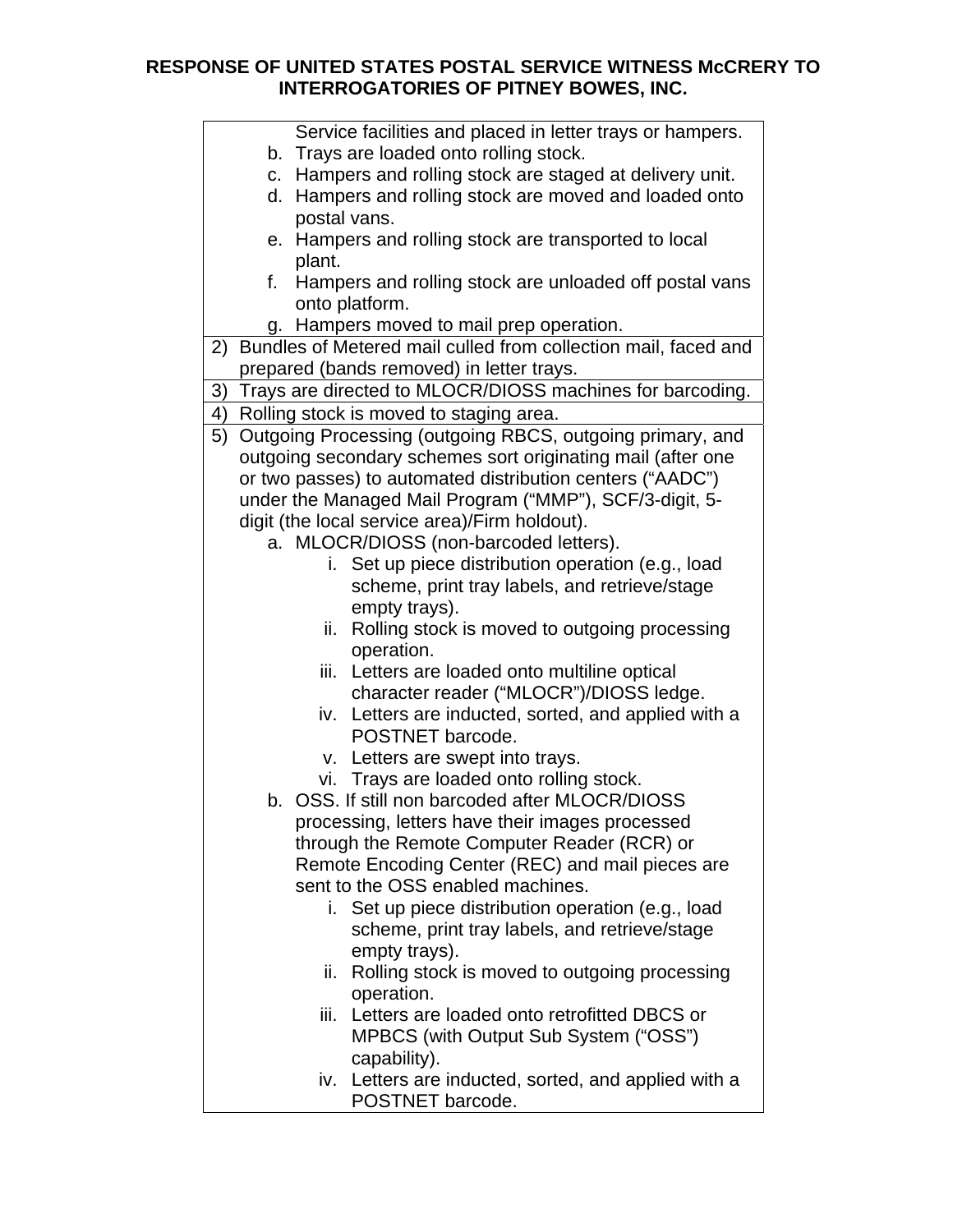**RESPONSE OF UNITED STATES POSTAL SERVICE WITNESS McCRERY TO INTERROGATORIES OF PITNEY BOWES, INC.**

| |
|---|
| Service facilities and placed in letter trays or hampers.<br>b. Trays are loaded onto rolling stock.<br>c. Hampers and rolling stock are staged at delivery unit.<br>d. Hampers and rolling stock are moved and loaded onto postal vans.<br>e. Hampers and rolling stock are transported to local plant.<br>f. Hampers and rolling stock are unloaded off postal vans onto platform.<br>g. Hampers moved to mail prep operation. |
| 2) Bundles of Metered mail culled from collection mail, faced and prepared (bands removed) in letter trays. |
| 3) Trays are directed to MLOCR/DIOSS machines for barcoding. |
| 4) Rolling stock is moved to staging area. |
| 5) Outgoing Processing (outgoing RBCS, outgoing primary, and outgoing secondary schemes sort originating mail (after one or two passes) to automated distribution centers (“AADC”) under the Managed Mail Program (“MMP”), SCF/3-digit, 5-digit (the local service area)/Firm holdout).<br>a. MLOCR/DIOSS (non-barcoded letters).<br>i. Set up piece distribution operation (e.g., load scheme, print tray labels, and retrieve/stage empty trays).<br>ii. Rolling stock is moved to outgoing processing operation.<br>iii. Letters are loaded onto multiline optical character reader (“MLOCR”)/DIOSS ledge.<br>iv. Letters are inducted, sorted, and applied with a POSTNET barcode.<br>v. Letters are swept into trays.<br>vi. Trays are loaded onto rolling stock.<br>b. OSS. If still non barcoded after MLOCR/DIOSS processing, letters have their images processed through the Remote Computer Reader (RCR) or Remote Encoding Center (REC) and mail pieces are sent to the OSS enabled machines.<br>i. Set up piece distribution operation (e.g., load scheme, print tray labels, and retrieve/stage empty trays).<br>ii. Rolling stock is moved to outgoing processing operation.<br>iii. Letters are loaded onto retrofitted DBCS or MPBCS (with Output Sub System (“OSS”) capability).<br>iv. Letters are inducted, sorted, and applied with a POSTNET barcode. |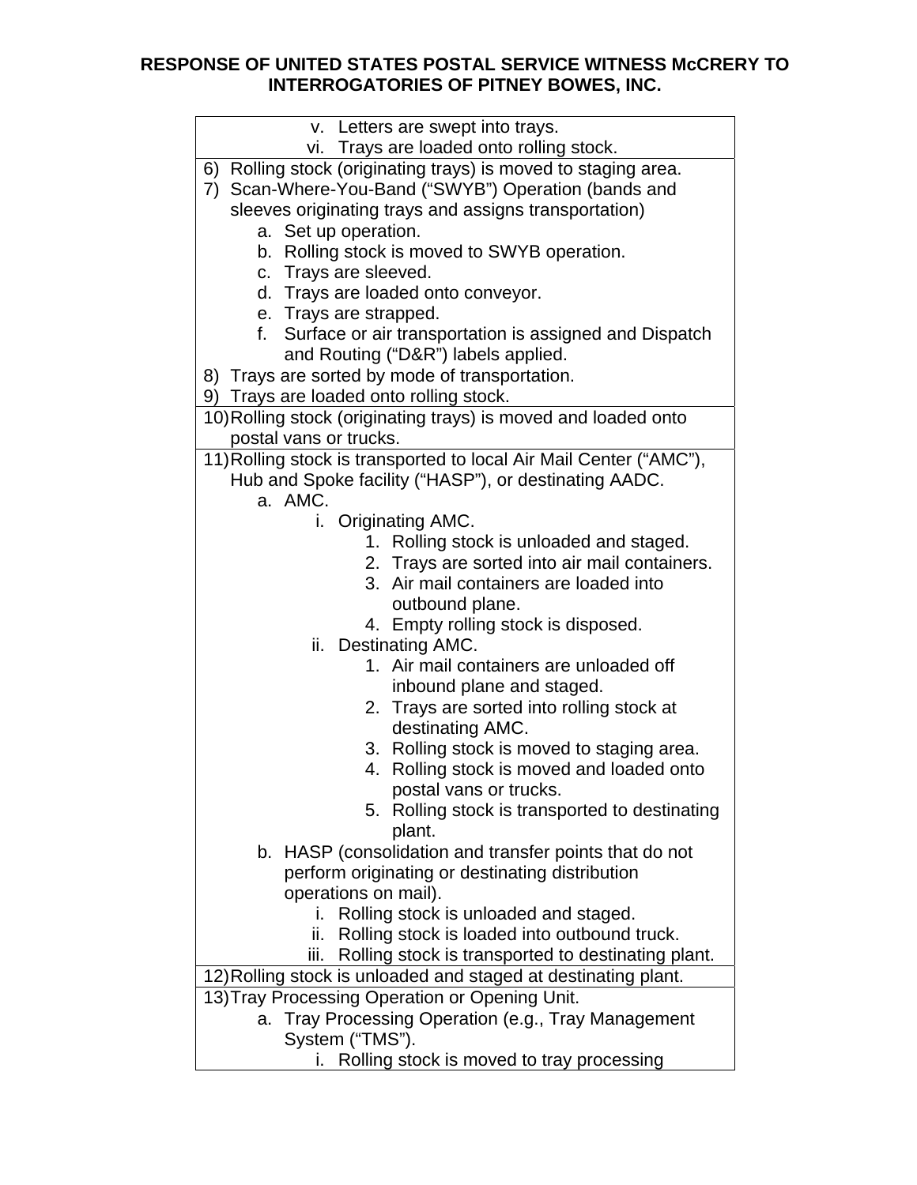- v. Letters are swept into trays.
- vi. Trays are loaded onto rolling stock.

6) Rolling stock (originating trays) is moved to staging area.

7) Scan-Where-You-Band ("SWYB") Operation (bands and sleeves originating trays and assigns transportation)
   - a. Set up operation.
   - b. Rolling stock is moved to SWYB operation.
   - c. Trays are sleeved.
   - d. Trays are loaded onto conveyor.
   - e. Trays are strapped.
   - f. Surface or air transportation is assigned and Dispatch and Routing ("D&R") labels applied.

8) Trays are sorted by mode of transportation.

9) Trays are loaded onto rolling stock.

10) Rolling stock (originating trays) is moved and loaded onto postal vans or trucks.

11) Rolling stock is transported to local Air Mail Center ("AMC"), Hub and Spoke facility ("HASP"), or destinating AADC.
   - a. AMC.
     - i. Originating AMC.
       1. Rolling stock is unloaded and staged.
       2. Trays are sorted into air mail containers.
       3. Air mail containers are loaded into outbound plane.
       4. Empty rolling stock is disposed.
     - ii. Destinating AMC.
       1. Air mail containers are unloaded off inbound plane and staged.
       2. Trays are sorted into rolling stock at destinating AMC.
       3. Rolling stock is moved to staging area.
       4. Rolling stock is moved and loaded onto postal vans or trucks.
       5. Rolling stock is transported to destinating plant.
   - b. HASP (consolidation and transfer points that do not perform originating or destinating distribution operations on mail).
     - i. Rolling stock is unloaded and staged.
     - ii. Rolling stock is loaded into outbound truck.
     - iii. Rolling stock is transported to destinating plant.

12) Rolling stock is unloaded and staged at destinating plant.

13) Tray Processing Operation or Opening Unit.
   - a. Tray Processing Operation (e.g., Tray Management System ("TMS").
     - i. Rolling stock is moved to tray processing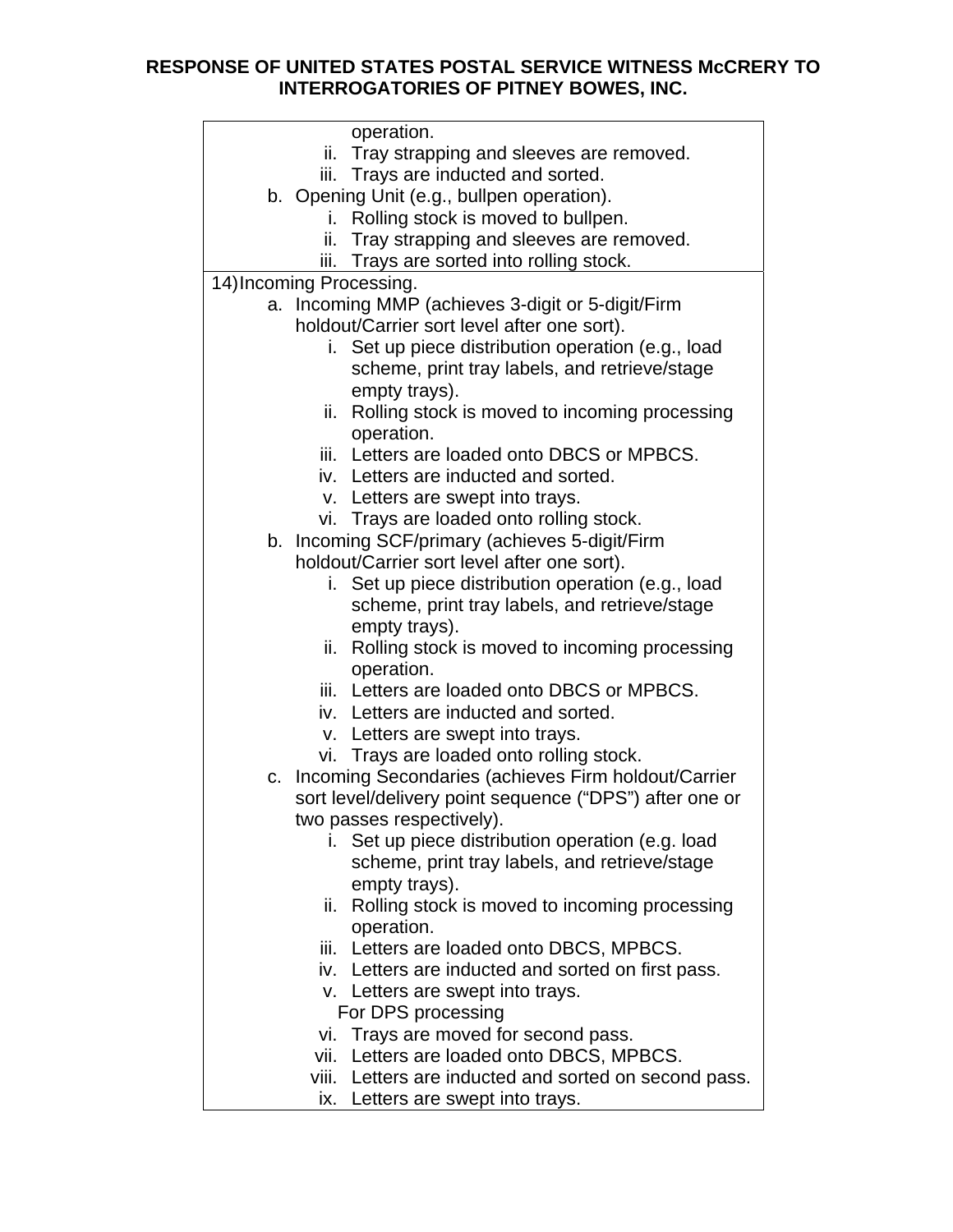**RESPONSE OF UNITED STATES POSTAL SERVICE WITNESS McCRERY TO INTERROGATORIES OF PITNEY BOWES, INC.**

| |
|---|
| operation.<br>ii. Tray strapping and sleeves are removed.<br>iii. Trays are inducted and sorted.<br>b. Opening Unit (e.g., bullpen operation).<br>i. Rolling stock is moved to bullpen.<br>ii. Tray strapping and sleeves are removed.<br>iii. Trays are sorted into rolling stock. |
| 14) Incoming Processing.<br>a. Incoming MMP (achieves 3-digit or 5-digit/Firm holdout/Carrier sort level after one sort).<br>i. Set up piece distribution operation (e.g., load scheme, print tray labels, and retrieve/stage empty trays).<br>ii. Rolling stock is moved to incoming processing operation.<br>iii. Letters are loaded onto DBCS or MPBCS.<br>iv. Letters are inducted and sorted.<br>v. Letters are swept into trays.<br>vi. Trays are loaded onto rolling stock.<br>b. Incoming SCF/primary (achieves 5-digit/Firm holdout/Carrier sort level after one sort).<br>i. Set up piece distribution operation (e.g., load scheme, print tray labels, and retrieve/stage empty trays).<br>ii. Rolling stock is moved to incoming processing operation.<br>iii. Letters are loaded onto DBCS or MPBCS.<br>iv. Letters are inducted and sorted.<br>v. Letters are swept into trays.<br>vi. Trays are loaded onto rolling stock.<br>c. Incoming Secondaries (achieves Firm holdout/Carrier sort level/delivery point sequence ("DPS") after one or two passes respectively).<br>i. Set up piece distribution operation (e.g. load scheme, print tray labels, and retrieve/stage empty trays).<br>ii. Rolling stock is moved to incoming processing operation.<br>iii. Letters are loaded onto DBCS, MPBCS.<br>iv. Letters are inducted and sorted on first pass.<br>v. Letters are swept into trays.<br>For DPS processing<br>vi. Trays are moved for second pass.<br>vii. Letters are loaded onto DBCS, MPBCS.<br>viii. Letters are inducted and sorted on second pass.<br>ix. Letters are swept into trays. |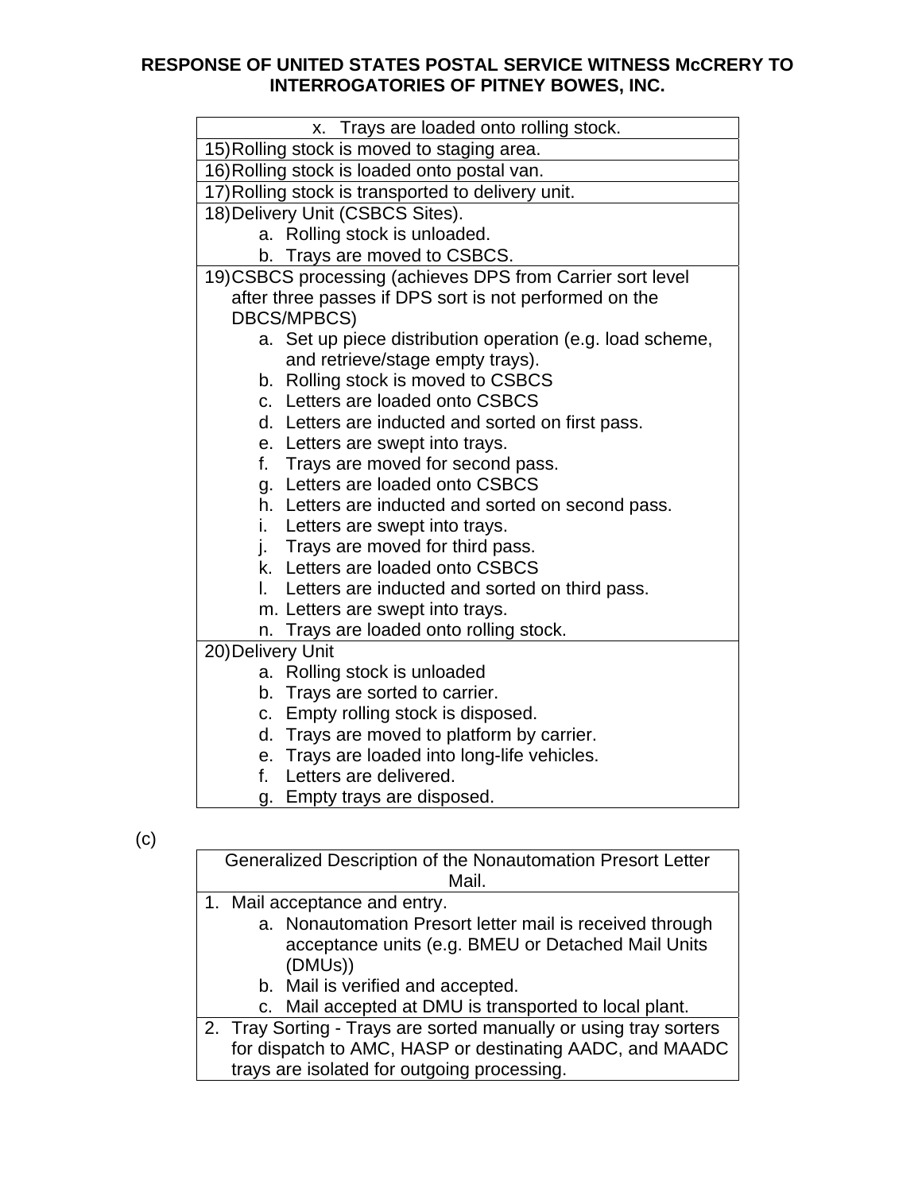**RESPONSE OF UNITED STATES POSTAL SERVICE WITNESS McCRERY TO INTERROGATORIES OF PITNEY BOWES, INC.**

| |
|---|
| x. Trays are loaded onto rolling stock. |
| 15) Rolling stock is moved to staging area. |
| 16) Rolling stock is loaded onto postal van. |
| 17) Rolling stock is transported to delivery unit. |
| 18) Delivery Unit (CSBCS Sites).<br>a. Rolling stock is unloaded.<br>b. Trays are moved to CSBCS. |
| 19) CSBCS processing (achieves DPS from Carrier sort level after three passes if DPS sort is not performed on the DBCS/MPBCS)<br>a. Set up piece distribution operation (e.g. load scheme, and retrieve/stage empty trays).<br>b. Rolling stock is moved to CSBCS<br>c. Letters are loaded onto CSBCS<br>d. Letters are inducted and sorted on first pass.<br>e. Letters are swept into trays.<br>f. Trays are moved for second pass.<br>g. Letters are loaded onto CSBCS<br>h. Letters are inducted and sorted on second pass.<br>i. Letters are swept into trays.<br>j. Trays are moved for third pass.<br>k. Letters are loaded onto CSBCS<br>l. Letters are inducted and sorted on third pass.<br>m. Letters are swept into trays.<br>n. Trays are loaded onto rolling stock. |
| 20) Delivery Unit<br>a. Rolling stock is unloaded<br>b. Trays are sorted to carrier.<br>c. Empty rolling stock is disposed.<br>d. Trays are moved to platform by carrier.<br>e. Trays are loaded into long-life vehicles.<br>f. Letters are delivered.<br>g. Empty trays are disposed. |

(c)

| Generalized Description of the Nonautomation Presort Letter Mail. |
|---|
| 1. Mail acceptance and entry.<br>a. Nonautomation Presort letter mail is received through acceptance units (e.g. BMEU or Detached Mail Units (DMUs))<br>b. Mail is verified and accepted.<br>c. Mail accepted at DMU is transported to local plant. |
| 2. Tray Sorting - Trays are sorted manually or using tray sorters for dispatch to AMC, HASP or destinating AADC, and MAADC trays are isolated for outgoing processing. |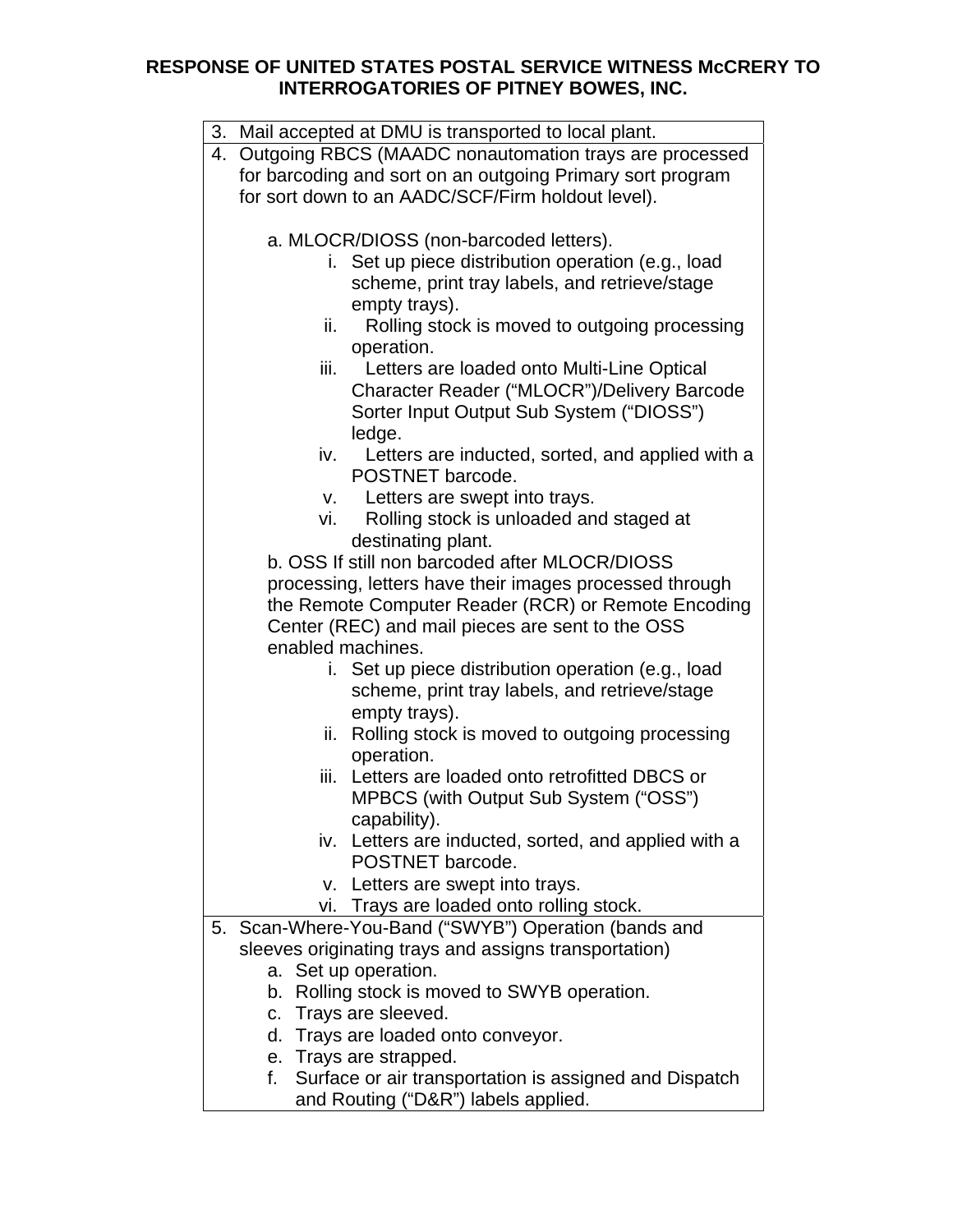**RESPONSE OF UNITED STATES POSTAL SERVICE WITNESS McCRERY TO INTERROGATORIES OF PITNEY BOWES, INC.**

| |
|---|
| 3. Mail accepted at DMU is transported to local plant. |
| 4. Outgoing RBCS (MAADC nonautomation trays are processed for barcoding and sort on an outgoing Primary sort program for sort down to an AADC/SCF/Firm holdout level).<br><br>a. MLOCR/DIOSS (non-barcoded letters).<br>i. Set up piece distribution operation (e.g., load scheme, print tray labels, and retrieve/stage empty trays).<br>ii. Rolling stock is moved to outgoing processing operation.<br>iii. Letters are loaded onto Multi-Line Optical Character Reader ("MLOCR")/Delivery Barcode Sorter Input Output Sub System ("DIOSS") ledge.<br>iv. Letters are inducted, sorted, and applied with a POSTNET barcode.<br>v. Letters are swept into trays.<br>vi. Rolling stock is unloaded and staged at destinating plant.<br>b. OSS If still non barcoded after MLOCR/DIOSS processing, letters have their images processed through the Remote Computer Reader (RCR) or Remote Encoding Center (REC) and mail pieces are sent to the OSS enabled machines.<br>i. Set up piece distribution operation (e.g., load scheme, print tray labels, and retrieve/stage empty trays).<br>ii. Rolling stock is moved to outgoing processing operation.<br>iii. Letters are loaded onto retrofitted DBCS or MPBCS (with Output Sub System ("OSS") capability).<br>iv. Letters are inducted, sorted, and applied with a POSTNET barcode.<br>v. Letters are swept into trays.<br>vi. Trays are loaded onto rolling stock. |
| 5. Scan-Where-You-Band ("SWYB") Operation (bands and sleeves originating trays and assigns transportation)<br>a. Set up operation.<br>b. Rolling stock is moved to SWYB operation.<br>c. Trays are sleeved.<br>d. Trays are loaded onto conveyor.<br>e. Trays are strapped.<br>f. Surface or air transportation is assigned and Dispatch and Routing ("D&R") labels applied. |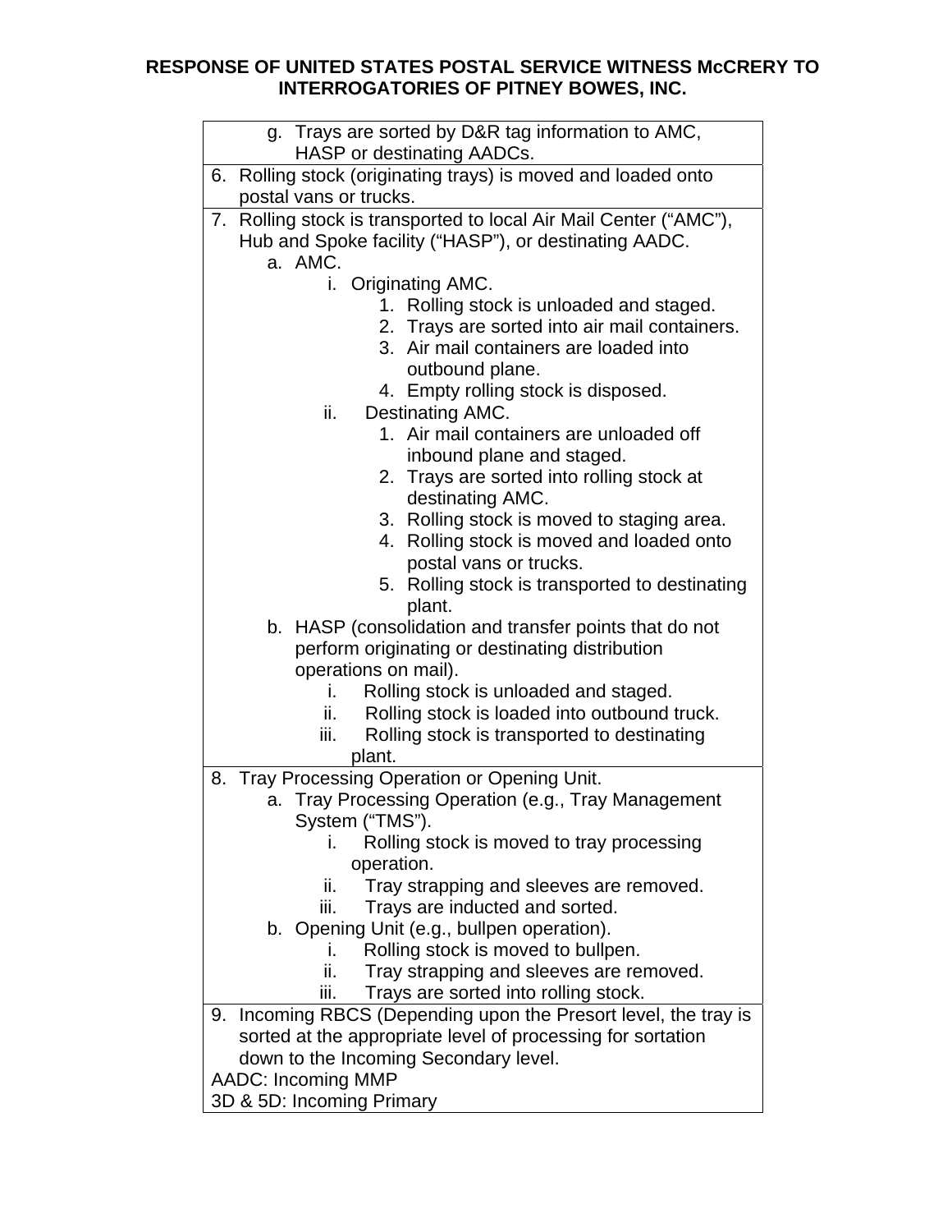**RESPONSE OF UNITED STATES POSTAL SERVICE WITNESS McCRERY TO INTERROGATORIES OF PITNEY BOWES, INC.**

| |
|---|
| g. Trays are sorted by D&R tag information to AMC, HASP or destinating AADCs. |
| 6. Rolling stock (originating trays) is moved and loaded onto postal vans or trucks. |
| 7. Rolling stock is transported to local Air Mail Center ("AMC"), Hub and Spoke facility ("HASP"), or destinating AADC.<br>a. AMC.<br>i. Originating AMC.<br>1. Rolling stock is unloaded and staged.<br>2. Trays are sorted into air mail containers.<br>3. Air mail containers are loaded into outbound plane.<br>4. Empty rolling stock is disposed.<br>ii. Destinating AMC.<br>1. Air mail containers are unloaded off inbound plane and staged.<br>2. Trays are sorted into rolling stock at destinating AMC.<br>3. Rolling stock is moved to staging area.<br>4. Rolling stock is moved and loaded onto postal vans or trucks.<br>5. Rolling stock is transported to destinating plant.<br>b. HASP (consolidation and transfer points that do not perform originating or destinating distribution operations on mail).<br>i. Rolling stock is unloaded and staged.<br>ii. Rolling stock is loaded into outbound truck.<br>iii. Rolling stock is transported to destinating plant. |
| 8. Tray Processing Operation or Opening Unit.<br>a. Tray Processing Operation (e.g., Tray Management System ("TMS").<br>i. Rolling stock is moved to tray processing operation.<br>ii. Tray strapping and sleeves are removed.<br>iii. Trays are inducted and sorted.<br>b. Opening Unit (e.g., bullpen operation).<br>i. Rolling stock is moved to bullpen.<br>ii. Tray strapping and sleeves are removed.<br>iii. Trays are sorted into rolling stock. |
| 9. Incoming RBCS (Depending upon the Presort level, the tray is sorted at the appropriate level of processing for sortation down to the Incoming Secondary level.<br>AADC: Incoming MMP<br>3D & 5D: Incoming Primary |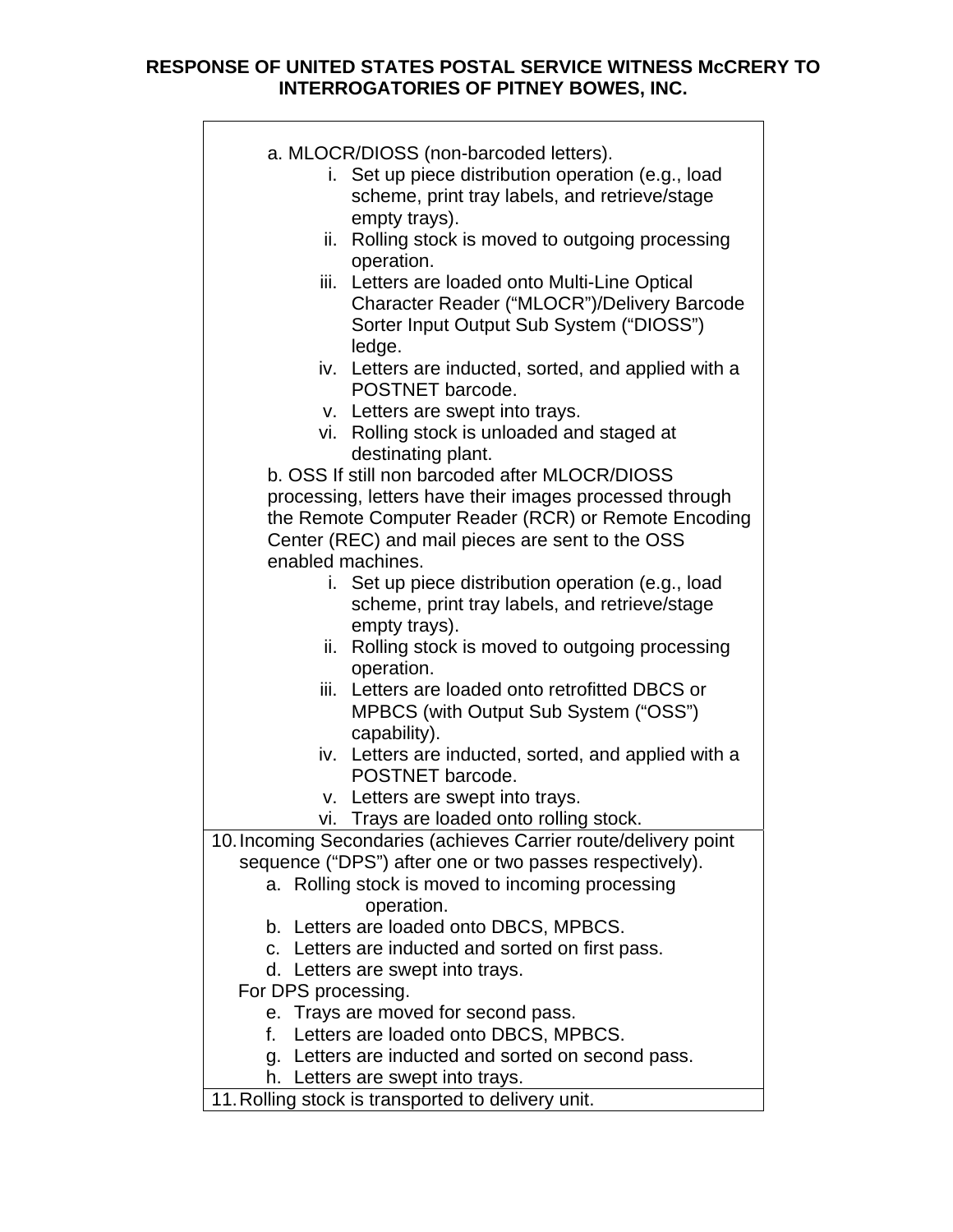**RESPONSE OF UNITED STATES POSTAL SERVICE WITNESS McCRERY TO INTERROGATORIES OF PITNEY BOWES, INC.**

| |
|---|
| a. MLOCR/DIOSS (non-barcoded letters).<br>i. Set up piece distribution operation (e.g., load scheme, print tray labels, and retrieve/stage empty trays).<br>ii. Rolling stock is moved to outgoing processing operation.<br>iii. Letters are loaded onto Multi-Line Optical Character Reader ("MLOCR")/Delivery Barcode Sorter Input Output Sub System ("DIOSS") ledge.<br>iv. Letters are inducted, sorted, and applied with a POSTNET barcode.<br>v. Letters are swept into trays.<br>vi. Rolling stock is unloaded and staged at destinating plant.<br>b. OSS If still non barcoded after MLOCR/DIOSS processing, letters have their images processed through the Remote Computer Reader (RCR) or Remote Encoding Center (REC) and mail pieces are sent to the OSS enabled machines.<br>i. Set up piece distribution operation (e.g., load scheme, print tray labels, and retrieve/stage empty trays).<br>ii. Rolling stock is moved to outgoing processing operation.<br>iii. Letters are loaded onto retrofitted DBCS or MPBCS (with Output Sub System ("OSS") capability).<br>iv. Letters are inducted, sorted, and applied with a POSTNET barcode.<br>v. Letters are swept into trays.<br>vi. Trays are loaded onto rolling stock. |
| 10. Incoming Secondaries (achieves Carrier route/delivery point sequence ("DPS") after one or two passes respectively).<br>a. Rolling stock is moved to incoming processing operation.<br>b. Letters are loaded onto DBCS, MPBCS.<br>c. Letters are inducted and sorted on first pass.<br>d. Letters are swept into trays.<br>For DPS processing.<br>e. Trays are moved for second pass.<br>f. Letters are loaded onto DBCS, MPBCS.<br>g. Letters are inducted and sorted on second pass.<br>h. Letters are swept into trays. |
| 11. Rolling stock is transported to delivery unit. |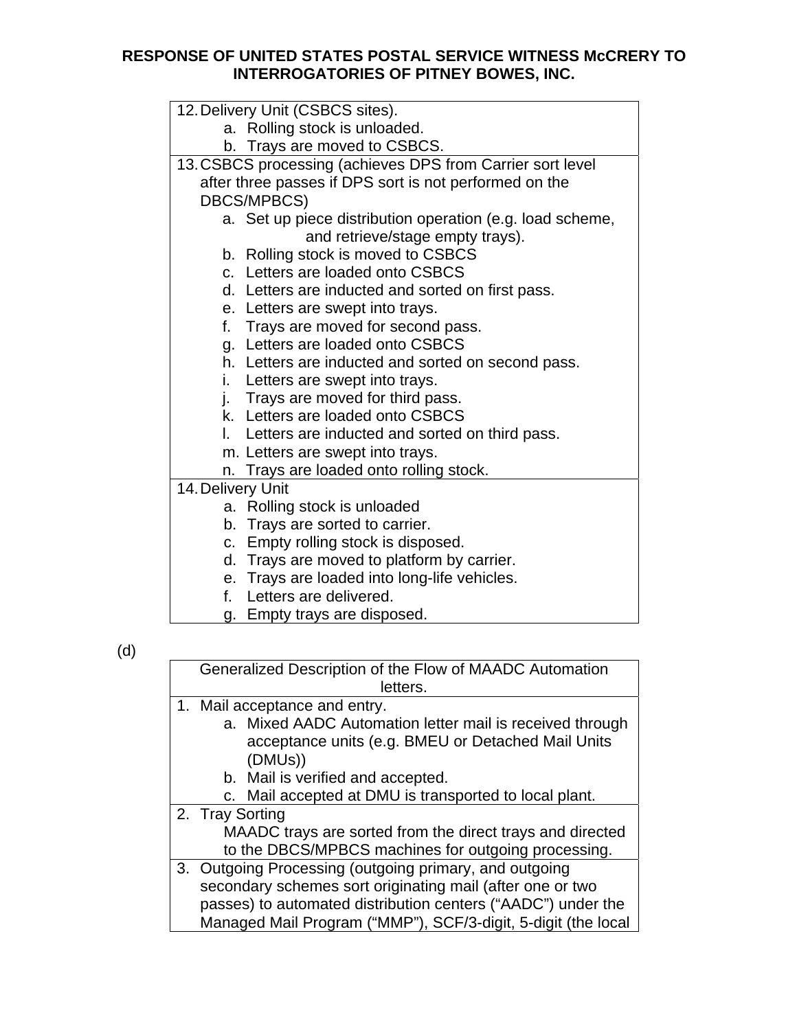**RESPONSE OF UNITED STATES POSTAL SERVICE WITNESS McCRERY TO INTERROGATORIES OF PITNEY BOWES, INC.**

| |
|---|
| 12. Delivery Unit (CSBCS sites).<br>a. Rolling stock is unloaded.<br>b. Trays are moved to CSBCS. |
| 13. CSBCS processing (achieves DPS from Carrier sort level after three passes if DPS sort is not performed on the DBCS/MPBCS)<br>a. Set up piece distribution operation (e.g. load scheme, and retrieve/stage empty trays).<br>b. Rolling stock is moved to CSBCS<br>c. Letters are loaded onto CSBCS<br>d. Letters are inducted and sorted on first pass.<br>e. Letters are swept into trays.<br>f. Trays are moved for second pass.<br>g. Letters are loaded onto CSBCS<br>h. Letters are inducted and sorted on second pass.<br>i. Letters are swept into trays.<br>j. Trays are moved for third pass.<br>k. Letters are loaded onto CSBCS<br>l. Letters are inducted and sorted on third pass.<br>m. Letters are swept into trays.<br>n. Trays are loaded onto rolling stock. |
| 14. Delivery Unit<br>a. Rolling stock is unloaded<br>b. Trays are sorted to carrier.<br>c. Empty rolling stock is disposed.<br>d. Trays are moved to platform by carrier.<br>e. Trays are loaded into long-life vehicles.<br>f. Letters are delivered.<br>g. Empty trays are disposed. |

(d)

| Generalized Description of the Flow of MAADC Automation letters. |
|---|
| 1. Mail acceptance and entry.<br>a. Mixed AADC Automation letter mail is received through acceptance units (e.g. BMEU or Detached Mail Units (DMUs))<br>b. Mail is verified and accepted.<br>c. Mail accepted at DMU is transported to local plant. |
| 2. Tray Sorting<br>MAADC trays are sorted from the direct trays and directed to the DBCS/MPBCS machines for outgoing processing. |
| 3. Outgoing Processing (outgoing primary, and outgoing secondary schemes sort originating mail (after one or two passes) to automated distribution centers ("AADC") under the Managed Mail Program ("MMP"), SCF/3-digit, 5-digit (the local |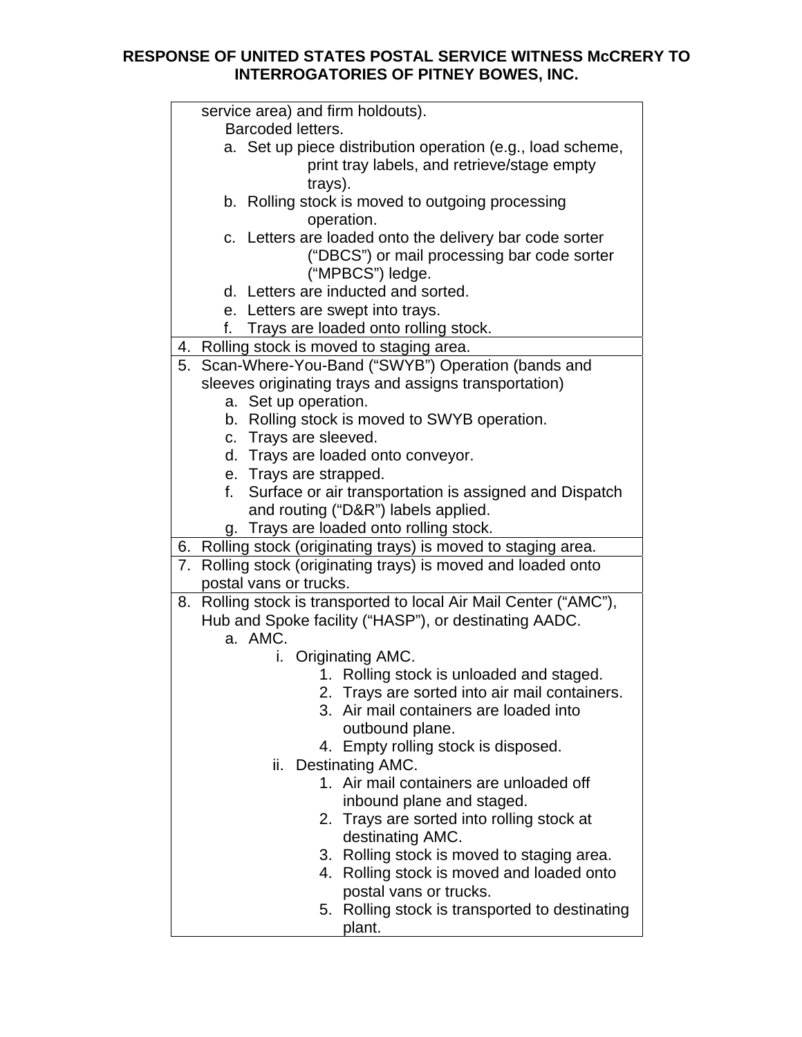**RESPONSE OF UNITED STATES POSTAL SERVICE WITNESS McCRERY TO INTERROGATORIES OF PITNEY BOWES, INC.**

| |
|---|
| service area) and firm holdouts).<br>Barcoded letters.<br>a. Set up piece distribution operation (e.g., load scheme, print tray labels, and retrieve/stage empty trays).<br>b. Rolling stock is moved to outgoing processing operation.<br>c. Letters are loaded onto the delivery bar code sorter ("DBCS") or mail processing bar code sorter ("MPBCS") ledge.<br>d. Letters are inducted and sorted.<br>e. Letters are swept into trays.<br>f. Trays are loaded onto rolling stock. |
| 4. Rolling stock is moved to staging area. |
| 5. Scan-Where-You-Band ("SWYB") Operation (bands and sleeves originating trays and assigns transportation)<br>a. Set up operation.<br>b. Rolling stock is moved to SWYB operation.<br>c. Trays are sleeved.<br>d. Trays are loaded onto conveyor.<br>e. Trays are strapped.<br>f. Surface or air transportation is assigned and Dispatch and routing ("D&R") labels applied.<br>g. Trays are loaded onto rolling stock. |
| 6. Rolling stock (originating trays) is moved to staging area. |
| 7. Rolling stock (originating trays) is moved and loaded onto postal vans or trucks. |
| 8. Rolling stock is transported to local Air Mail Center ("AMC"), Hub and Spoke facility ("HASP"), or destinating AADC.<br>a. AMC.<br>i. Originating AMC.<br>1. Rolling stock is unloaded and staged.<br>2. Trays are sorted into air mail containers.<br>3. Air mail containers are loaded into outbound plane.<br>4. Empty rolling stock is disposed.<br>ii. Destinating AMC.<br>1. Air mail containers are unloaded off inbound plane and staged.<br>2. Trays are sorted into rolling stock at destinating AMC.<br>3. Rolling stock is moved to staging area.<br>4. Rolling stock is moved and loaded onto postal vans or trucks.<br>5. Rolling stock is transported to destinating plant. |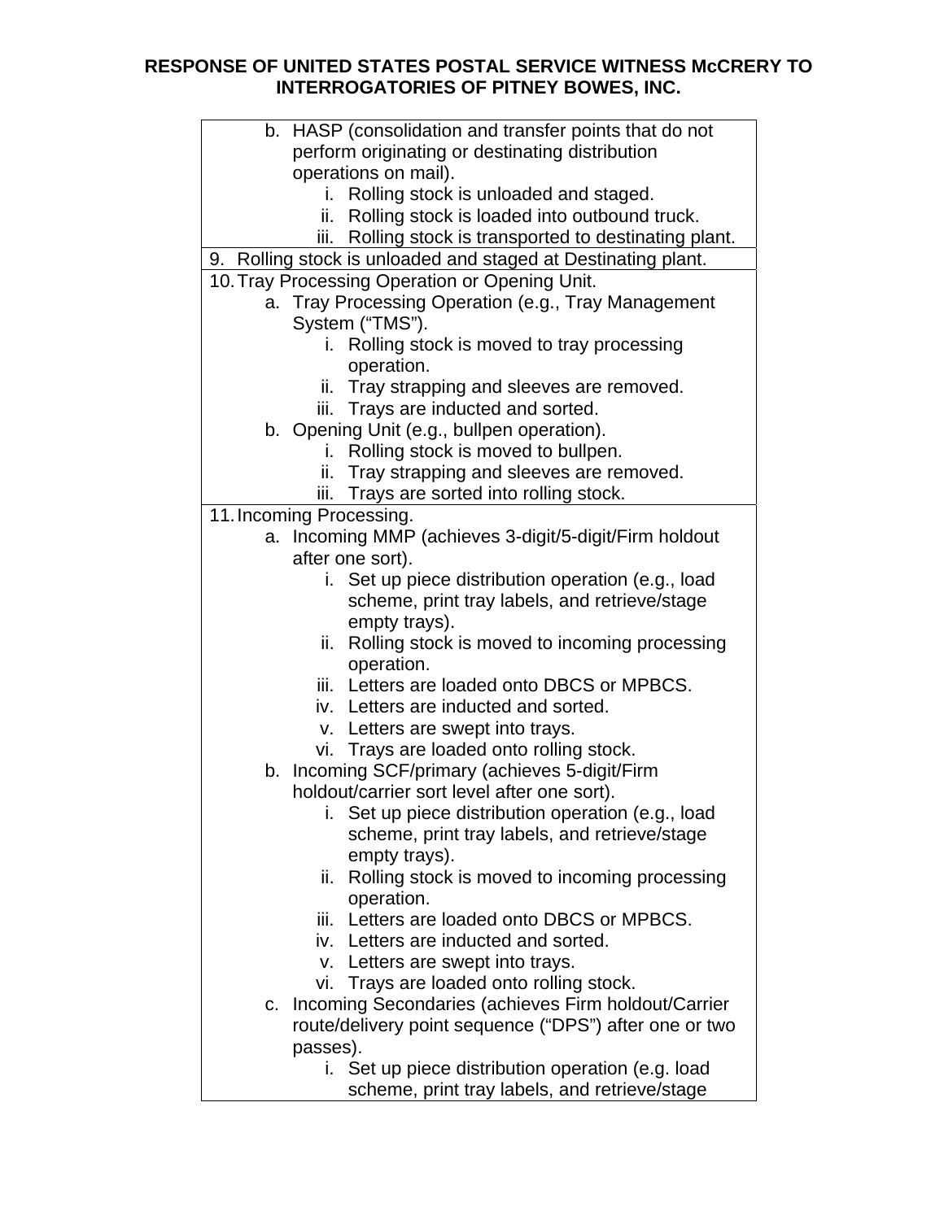**RESPONSE OF UNITED STATES POSTAL SERVICE WITNESS McCRERY TO INTERROGATORIES OF PITNEY BOWES, INC.**

| |
|---|
| b. HASP (consolidation and transfer points that do not perform originating or destinating distribution operations on mail).<br>i. Rolling stock is unloaded and staged.<br>ii. Rolling stock is loaded into outbound truck.<br>iii. Rolling stock is transported to destinating plant. |
| 9. Rolling stock is unloaded and staged at Destinating plant. |
| 10. Tray Processing Operation or Opening Unit.<br>a. Tray Processing Operation (e.g., Tray Management System ("TMS").<br>i. Rolling stock is moved to tray processing operation.<br>ii. Tray strapping and sleeves are removed.<br>iii. Trays are inducted and sorted.<br>b. Opening Unit (e.g., bullpen operation).<br>i. Rolling stock is moved to bullpen.<br>ii. Tray strapping and sleeves are removed.<br>iii. Trays are sorted into rolling stock. |
| 11. Incoming Processing.<br>a. Incoming MMP (achieves 3-digit/5-digit/Firm holdout after one sort).<br>i. Set up piece distribution operation (e.g., load scheme, print tray labels, and retrieve/stage empty trays).<br>ii. Rolling stock is moved to incoming processing operation.<br>iii. Letters are loaded onto DBCS or MPBCS.<br>iv. Letters are inducted and sorted.<br>v. Letters are swept into trays.<br>vi. Trays are loaded onto rolling stock.<br>b. Incoming SCF/primary (achieves 5-digit/Firm holdout/carrier sort level after one sort).<br>i. Set up piece distribution operation (e.g., load scheme, print tray labels, and retrieve/stage empty trays).<br>ii. Rolling stock is moved to incoming processing operation.<br>iii. Letters are loaded onto DBCS or MPBCS.<br>iv. Letters are inducted and sorted.<br>v. Letters are swept into trays.<br>vi. Trays are loaded onto rolling stock.<br>c. Incoming Secondaries (achieves Firm holdout/Carrier route/delivery point sequence ("DPS") after one or two passes).<br>i. Set up piece distribution operation (e.g. load scheme, print tray labels, and retrieve/stage |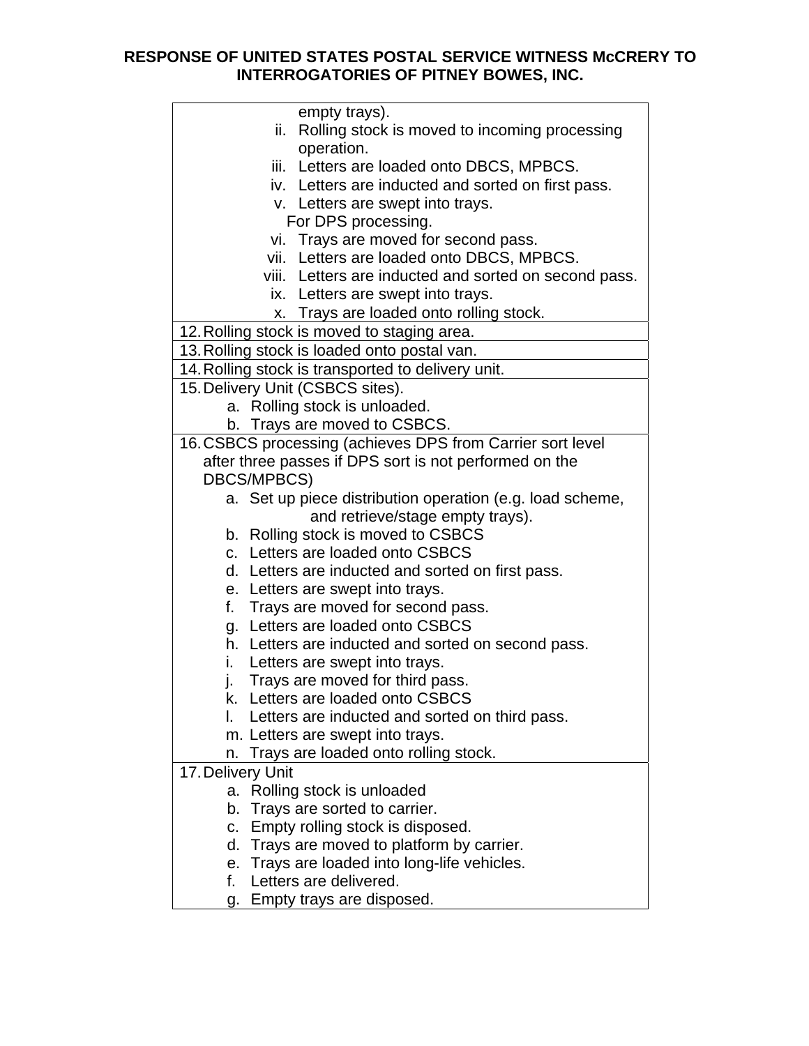**RESPONSE OF UNITED STATES POSTAL SERVICE WITNESS McCRERY TO INTERROGATORIES OF PITNEY BOWES, INC.**

| |
|---|
| empty trays).<br>ii. Rolling stock is moved to incoming processing operation.<br>iii. Letters are loaded onto DBCS, MPBCS.<br>iv. Letters are inducted and sorted on first pass.<br>v. Letters are swept into trays.<br>For DPS processing.<br>vi. Trays are moved for second pass.<br>vii. Letters are loaded onto DBCS, MPBCS.<br>viii. Letters are inducted and sorted on second pass.<br>ix. Letters are swept into trays.<br>x. Trays are loaded onto rolling stock. |
| 12. Rolling stock is moved to staging area. |
| 13. Rolling stock is loaded onto postal van. |
| 14. Rolling stock is transported to delivery unit. |
| 15. Delivery Unit (CSBCS sites).<br>a. Rolling stock is unloaded.<br>b. Trays are moved to CSBCS. |
| 16. CSBCS processing (achieves DPS from Carrier sort level after three passes if DPS sort is not performed on the DBCS/MPBCS)<br>a. Set up piece distribution operation (e.g. load scheme, and retrieve/stage empty trays).<br>b. Rolling stock is moved to CSBCS<br>c. Letters are loaded onto CSBCS<br>d. Letters are inducted and sorted on first pass.<br>e. Letters are swept into trays.<br>f. Trays are moved for second pass.<br>g. Letters are loaded onto CSBCS<br>h. Letters are inducted and sorted on second pass.<br>i. Letters are swept into trays.<br>j. Trays are moved for third pass.<br>k. Letters are loaded onto CSBCS<br>l. Letters are inducted and sorted on third pass.<br>m. Letters are swept into trays.<br>n. Trays are loaded onto rolling stock. |
| 17. Delivery Unit<br>a. Rolling stock is unloaded<br>b. Trays are sorted to carrier.<br>c. Empty rolling stock is disposed.<br>d. Trays are moved to platform by carrier.<br>e. Trays are loaded into long-life vehicles.<br>f. Letters are delivered.<br>g. Empty trays are disposed. |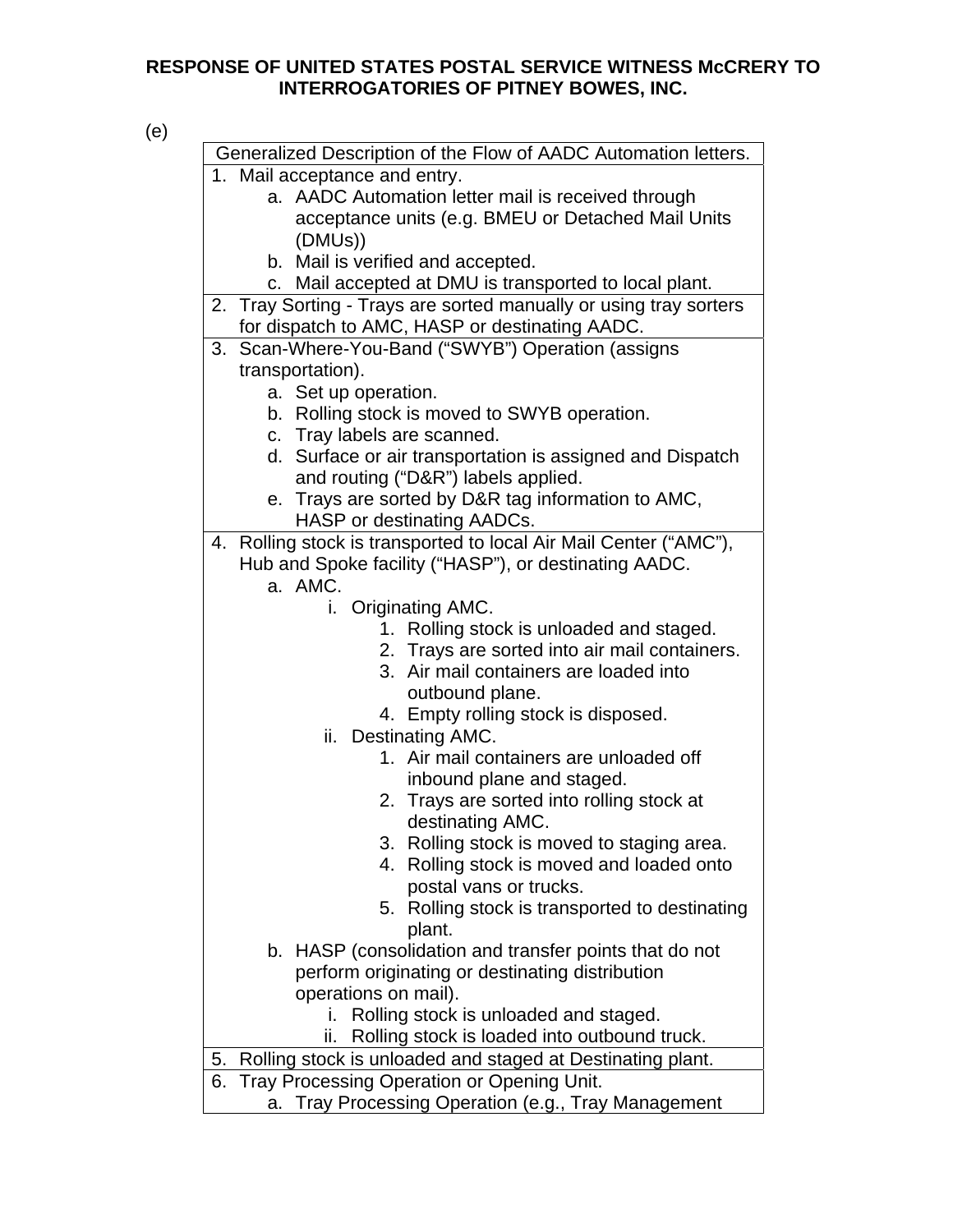**RESPONSE OF UNITED STATES POSTAL SERVICE WITNESS McCRERY TO INTERROGATORIES OF PITNEY BOWES, INC.**

(e)

| Generalized Description of the Flow of AADC Automation letters. |
|---|
| 1. Mail acceptance and entry.<br>a. AADC Automation letter mail is received through acceptance units (e.g. BMEU or Detached Mail Units (DMUs))<br>b. Mail is verified and accepted.<br>c. Mail accepted at DMU is transported to local plant. |
| 2. Tray Sorting - Trays are sorted manually or using tray sorters for dispatch to AMC, HASP or destinating AADC. |
| 3. Scan-Where-You-Band ("SWYB") Operation (assigns transportation).<br>a. Set up operation.<br>b. Rolling stock is moved to SWYB operation.<br>c. Tray labels are scanned.<br>d. Surface or air transportation is assigned and Dispatch and routing ("D&R") labels applied.<br>e. Trays are sorted by D&R tag information to AMC, HASP or destinating AADCs. |
| 4. Rolling stock is transported to local Air Mail Center ("AMC"), Hub and Spoke facility ("HASP"), or destinating AADC.<br>a. AMC.<br>i. Originating AMC.<br>1. Rolling stock is unloaded and staged.<br>2. Trays are sorted into air mail containers.<br>3. Air mail containers are loaded into outbound plane.<br>4. Empty rolling stock is disposed.<br>ii. Destinating AMC.<br>1. Air mail containers are unloaded off inbound plane and staged.<br>2. Trays are sorted into rolling stock at destinating AMC.<br>3. Rolling stock is moved to staging area.<br>4. Rolling stock is moved and loaded onto postal vans or trucks.<br>5. Rolling stock is transported to destinating plant.<br>b. HASP (consolidation and transfer points that do not perform originating or destinating distribution operations on mail).<br>i. Rolling stock is unloaded and staged.<br>ii. Rolling stock is loaded into outbound truck. |
| 5. Rolling stock is unloaded and staged at Destinating plant. |
| 6. Tray Processing Operation or Opening Unit.<br>a. Tray Processing Operation (e.g., Tray Management |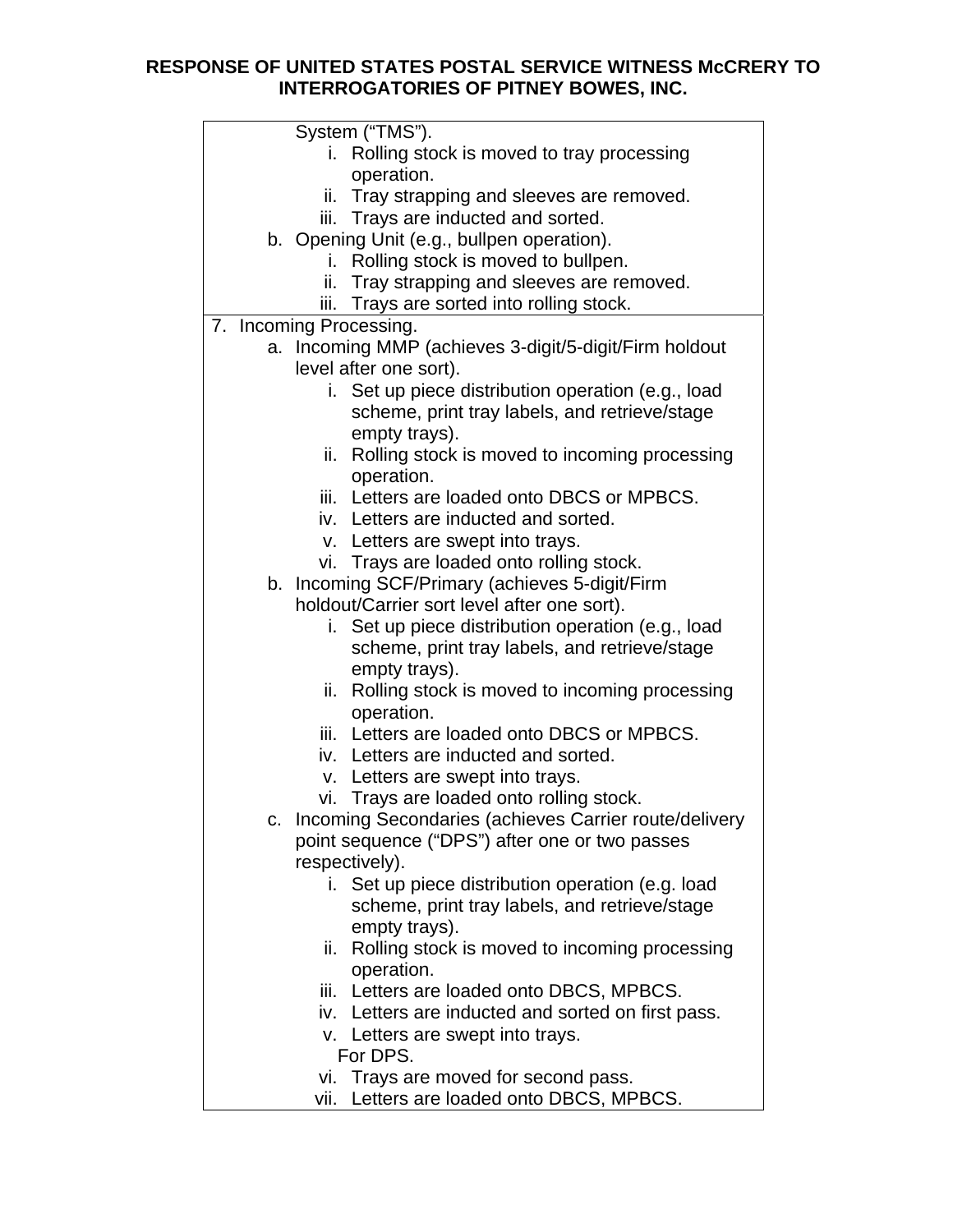**RESPONSE OF UNITED STATES POSTAL SERVICE WITNESS McCRERY TO INTERROGATORIES OF PITNEY BOWES, INC.**

System ("TMS").

- i. Rolling stock is moved to tray processing operation.
- ii. Tray strapping and sleeves are removed.
- iii. Trays are inducted and sorted.

b. Opening Unit (e.g., bullpen operation).

- i. Rolling stock is moved to bullpen.
- ii. Tray strapping and sleeves are removed.
- iii. Trays are sorted into rolling stock.

7. Incoming Processing.

a. Incoming MMP (achieves 3-digit/5-digit/Firm holdout level after one sort).

- i. Set up piece distribution operation (e.g., load scheme, print tray labels, and retrieve/stage empty trays).
- ii. Rolling stock is moved to incoming processing operation.
- iii. Letters are loaded onto DBCS or MPBCS.
- iv. Letters are inducted and sorted.
- v. Letters are swept into trays.
- vi. Trays are loaded onto rolling stock.

b. Incoming SCF/Primary (achieves 5-digit/Firm holdout/Carrier sort level after one sort).

- i. Set up piece distribution operation (e.g., load scheme, print tray labels, and retrieve/stage empty trays).
- ii. Rolling stock is moved to incoming processing operation.
- iii. Letters are loaded onto DBCS or MPBCS.
- iv. Letters are inducted and sorted.
- v. Letters are swept into trays.
- vi. Trays are loaded onto rolling stock.

c. Incoming Secondaries (achieves Carrier route/delivery point sequence ("DPS") after one or two passes respectively).

- i. Set up piece distribution operation (e.g. load scheme, print tray labels, and retrieve/stage empty trays).
- ii. Rolling stock is moved to incoming processing operation.
- iii. Letters are loaded onto DBCS, MPBCS.
- iv. Letters are inducted and sorted on first pass.
- v. Letters are swept into trays.

For DPS.

- vi. Trays are moved for second pass.
- vii. Letters are loaded onto DBCS, MPBCS.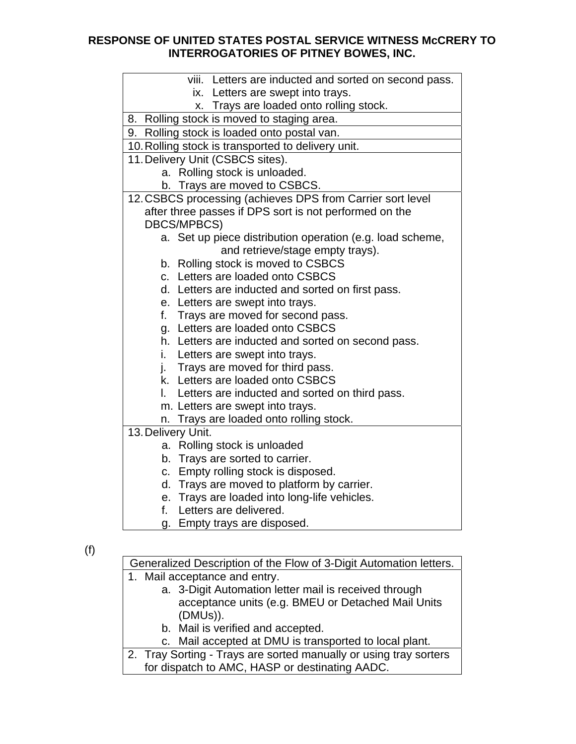**RESPONSE OF UNITED STATES POSTAL SERVICE WITNESS McCRERY TO INTERROGATORIES OF PITNEY BOWES, INC.**

| |
|---|
| viii. Letters are inducted and sorted on second pass.<br>ix. Letters are swept into trays.<br>x. Trays are loaded onto rolling stock. |
| 8. Rolling stock is moved to staging area. |
| 9. Rolling stock is loaded onto postal van. |
| 10. Rolling stock is transported to delivery unit. |
| 11. Delivery Unit (CSBCS sites).<br>a. Rolling stock is unloaded.<br>b. Trays are moved to CSBCS. |
| 12. CSBCS processing (achieves DPS from Carrier sort level after three passes if DPS sort is not performed on the DBCS/MPBCS)<br>a. Set up piece distribution operation (e.g. load scheme, and retrieve/stage empty trays).<br>b. Rolling stock is moved to CSBCS<br>c. Letters are loaded onto CSBCS<br>d. Letters are inducted and sorted on first pass.<br>e. Letters are swept into trays.<br>f. Trays are moved for second pass.<br>g. Letters are loaded onto CSBCS<br>h. Letters are inducted and sorted on second pass.<br>i. Letters are swept into trays.<br>j. Trays are moved for third pass.<br>k. Letters are loaded onto CSBCS<br>l. Letters are inducted and sorted on third pass.<br>m. Letters are swept into trays.<br>n. Trays are loaded onto rolling stock. |
| 13. Delivery Unit.<br>a. Rolling stock is unloaded<br>b. Trays are sorted to carrier.<br>c. Empty rolling stock is disposed.<br>d. Trays are moved to platform by carrier.<br>e. Trays are loaded into long-life vehicles.<br>f. Letters are delivered.<br>g. Empty trays are disposed. |

(f)

| Generalized Description of the Flow of 3-Digit Automation letters. |
|---|
| 1. Mail acceptance and entry.<br>a. 3-Digit Automation letter mail is received through acceptance units (e.g. BMEU or Detached Mail Units (DMUs)).<br>b. Mail is verified and accepted.<br>c. Mail accepted at DMU is transported to local plant. |
| 2. Tray Sorting - Trays are sorted manually or using tray sorters for dispatch to AMC, HASP or destinating AADC. |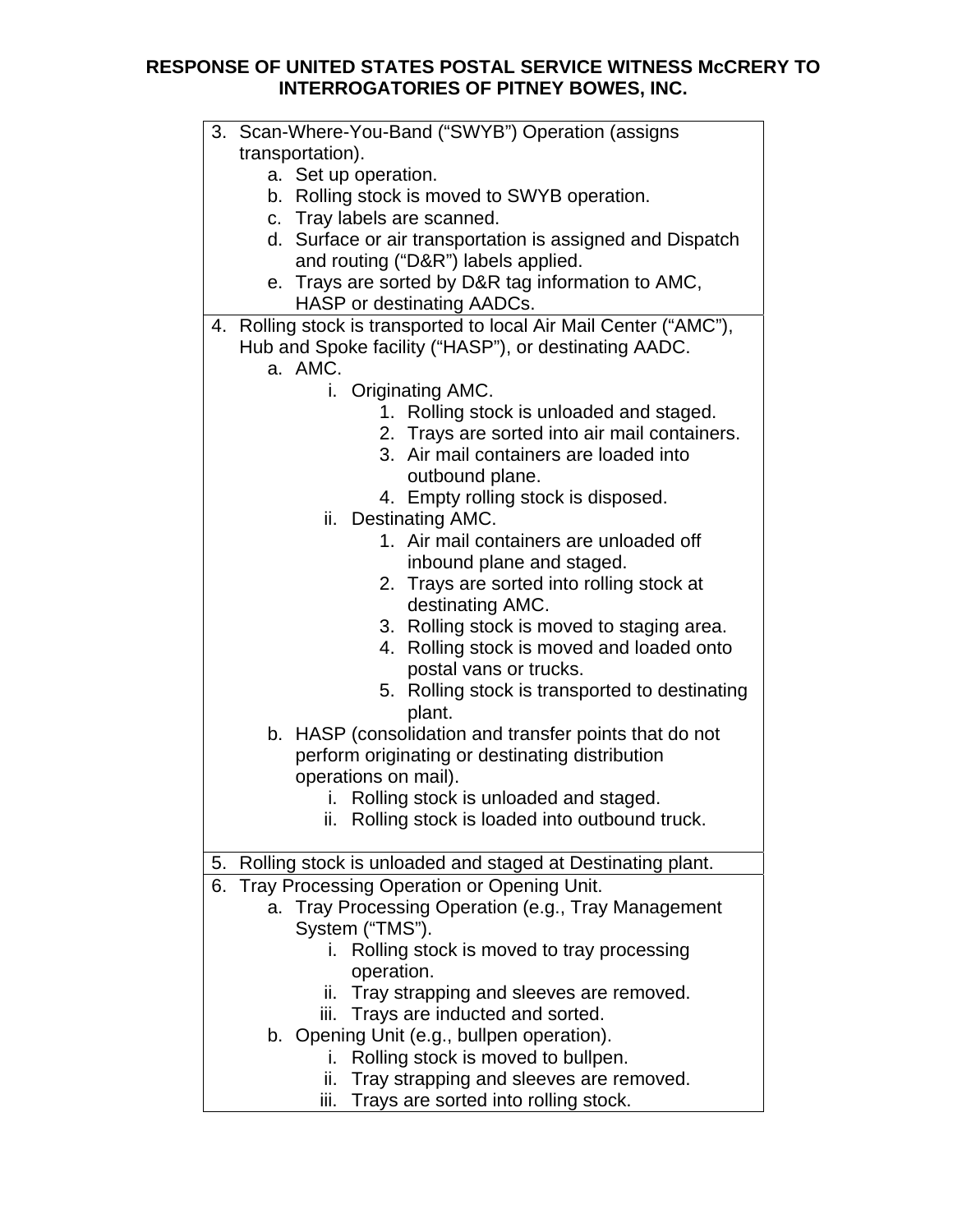**RESPONSE OF UNITED STATES POSTAL SERVICE WITNESS McCRERY TO INTERROGATORIES OF PITNEY BOWES, INC.**

3. Scan-Where-You-Band ("SWYB") Operation (assigns transportation).
   a. Set up operation.
   b. Rolling stock is moved to SWYB operation.
   c. Tray labels are scanned.
   d. Surface or air transportation is assigned and Dispatch and routing ("D&R") labels applied.
   e. Trays are sorted by D&R tag information to AMC, HASP or destinating AADCs.

4. Rolling stock is transported to local Air Mail Center ("AMC"), Hub and Spoke facility ("HASP"), or destinating AADC.
   a. AMC.
      i. Originating AMC.
         1. Rolling stock is unloaded and staged.
         2. Trays are sorted into air mail containers.
         3. Air mail containers are loaded into outbound plane.
         4. Empty rolling stock is disposed.
      ii. Destinating AMC.
         1. Air mail containers are unloaded off inbound plane and staged.
         2. Trays are sorted into rolling stock at destinating AMC.
         3. Rolling stock is moved to staging area.
         4. Rolling stock is moved and loaded onto postal vans or trucks.
         5. Rolling stock is transported to destinating plant.
   b. HASP (consolidation and transfer points that do not perform originating or destinating distribution operations on mail).
      i. Rolling stock is unloaded and staged.
      ii. Rolling stock is loaded into outbound truck.

5. Rolling stock is unloaded and staged at Destinating plant.

6. Tray Processing Operation or Opening Unit.
   a. Tray Processing Operation (e.g., Tray Management System ("TMS").
      i. Rolling stock is moved to tray processing operation.
      ii. Tray strapping and sleeves are removed.
      iii. Trays are inducted and sorted.
   b. Opening Unit (e.g., bullpen operation).
      i. Rolling stock is moved to bullpen.
      ii. Tray strapping and sleeves are removed.
      iii. Trays are sorted into rolling stock.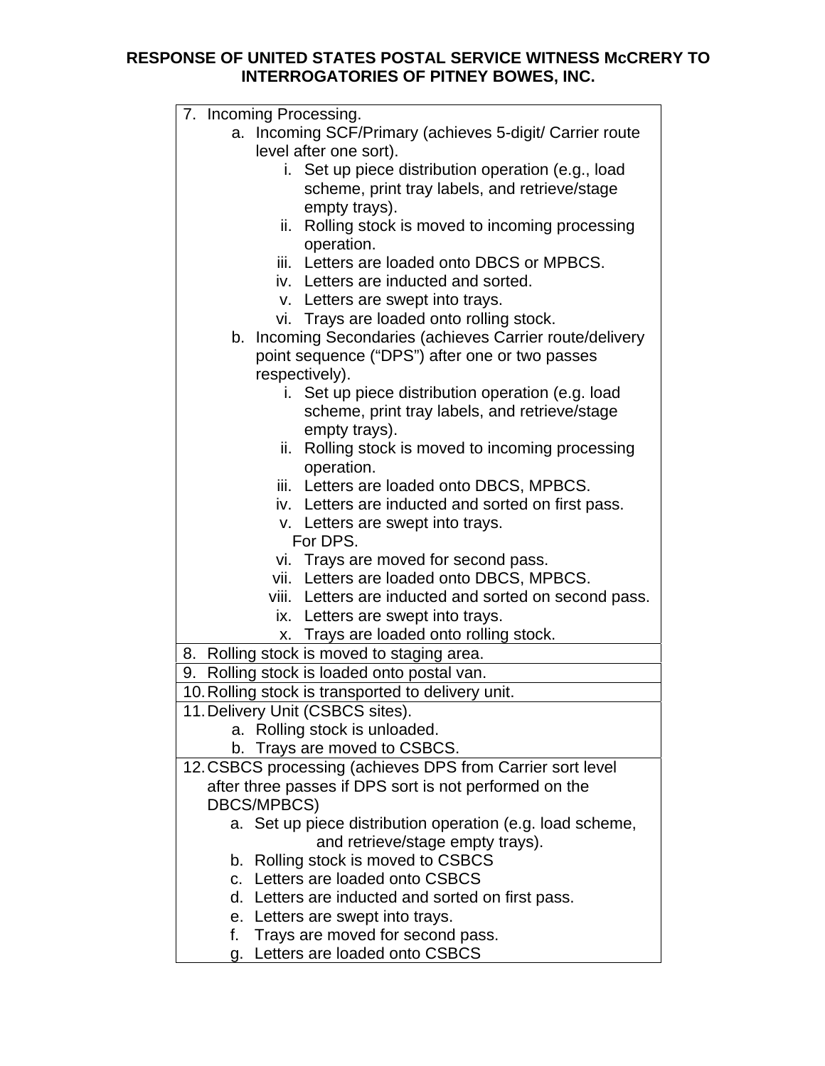**RESPONSE OF UNITED STATES POSTAL SERVICE WITNESS McCRERY TO INTERROGATORIES OF PITNEY BOWES, INC.**

| |
|---|
| 7. Incoming Processing.<br>a. Incoming SCF/Primary (achieves 5-digit/ Carrier route level after one sort).<br>i. Set up piece distribution operation (e.g., load scheme, print tray labels, and retrieve/stage empty trays).<br>ii. Rolling stock is moved to incoming processing operation.<br>iii. Letters are loaded onto DBCS or MPBCS.<br>iv. Letters are inducted and sorted.<br>v. Letters are swept into trays.<br>vi. Trays are loaded onto rolling stock.<br>b. Incoming Secondaries (achieves Carrier route/delivery point sequence ("DPS") after one or two passes respectively).<br>i. Set up piece distribution operation (e.g. load scheme, print tray labels, and retrieve/stage empty trays).<br>ii. Rolling stock is moved to incoming processing operation.<br>iii. Letters are loaded onto DBCS, MPBCS.<br>iv. Letters are inducted and sorted on first pass.<br>v. Letters are swept into trays.<br>For DPS.<br>vi. Trays are moved for second pass.<br>vii. Letters are loaded onto DBCS, MPBCS.<br>viii. Letters are inducted and sorted on second pass.<br>ix. Letters are swept into trays.<br>x. Trays are loaded onto rolling stock. |
| 8. Rolling stock is moved to staging area. |
| 9. Rolling stock is loaded onto postal van. |
| 10. Rolling stock is transported to delivery unit. |
| 11. Delivery Unit (CSBCS sites).<br>a. Rolling stock is unloaded.<br>b. Trays are moved to CSBCS. |
| 12. CSBCS processing (achieves DPS from Carrier sort level after three passes if DPS sort is not performed on the DBCS/MPBCS)<br>a. Set up piece distribution operation (e.g. load scheme, and retrieve/stage empty trays).<br>b. Rolling stock is moved to CSBCS<br>c. Letters are loaded onto CSBCS<br>d. Letters are inducted and sorted on first pass.<br>e. Letters are swept into trays.<br>f. Trays are moved for second pass.<br>g. Letters are loaded onto CSBCS |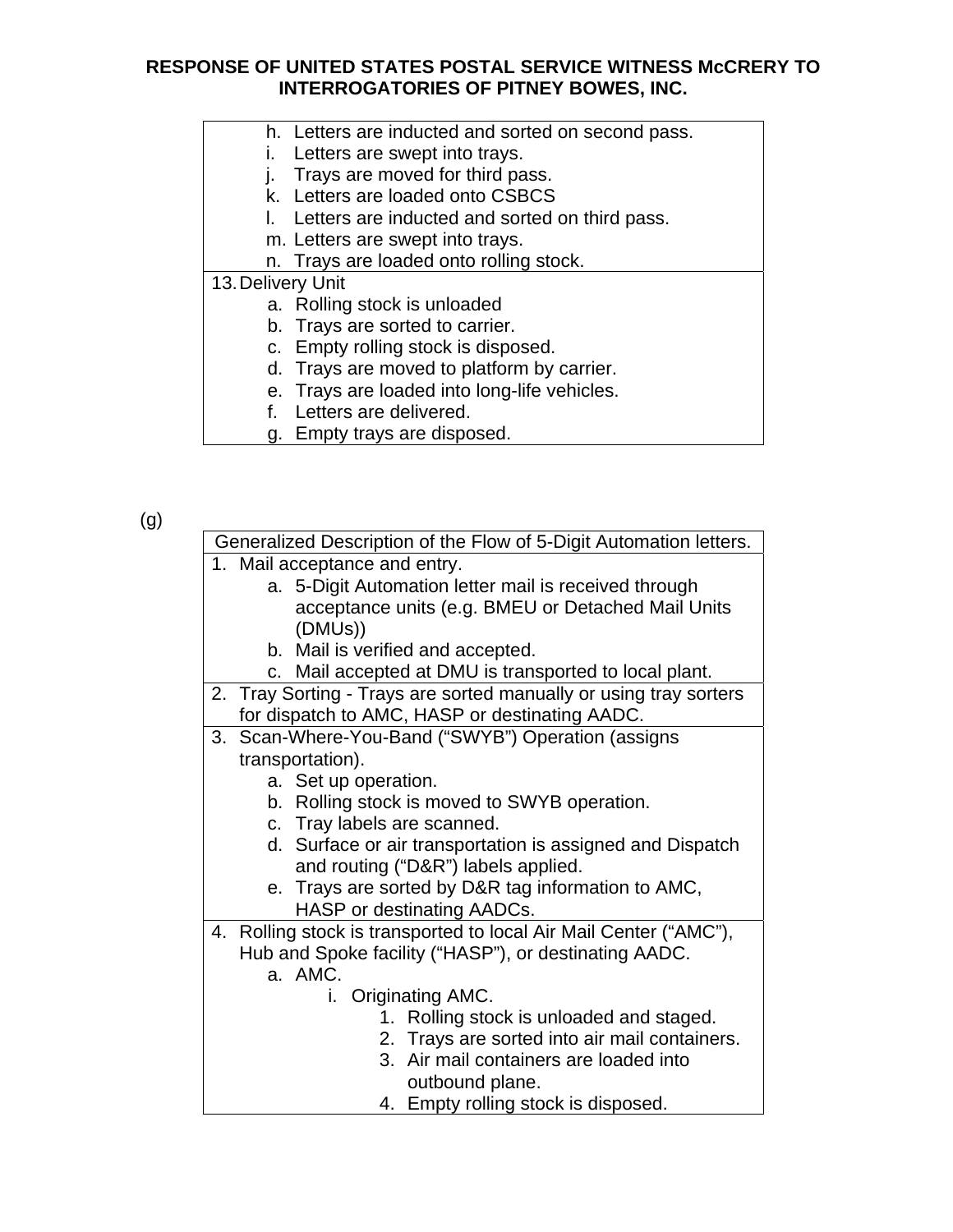| |
|---|
| h. Letters are inducted and sorted on second pass.<br>i. Letters are swept into trays.<br>j. Trays are moved for third pass.<br>k. Letters are loaded onto CSBCS<br>l. Letters are inducted and sorted on third pass.<br>m. Letters are swept into trays.<br>n. Trays are loaded onto rolling stock. |
| 13. Delivery Unit<br>a. Rolling stock is unloaded<br>b. Trays are sorted to carrier.<br>c. Empty rolling stock is disposed.<br>d. Trays are moved to platform by carrier.<br>e. Trays are loaded into long-life vehicles.<br>f. Letters are delivered.<br>g. Empty trays are disposed. |

(g)

| Generalized Description of the Flow of 5-Digit Automation letters. |
|---|
| 1. Mail acceptance and entry.<br>a. 5-Digit Automation letter mail is received through acceptance units (e.g. BMEU or Detached Mail Units (DMUs))<br>b. Mail is verified and accepted.<br>c. Mail accepted at DMU is transported to local plant. |
| 2. Tray Sorting - Trays are sorted manually or using tray sorters for dispatch to AMC, HASP or destinating AADC. |
| 3. Scan-Where-You-Band ("SWYB") Operation (assigns transportation).<br>a. Set up operation.<br>b. Rolling stock is moved to SWYB operation.<br>c. Tray labels are scanned.<br>d. Surface or air transportation is assigned and Dispatch and routing ("D&R") labels applied.<br>e. Trays are sorted by D&R tag information to AMC, HASP or destinating AADCs. |
| 4. Rolling stock is transported to local Air Mail Center ("AMC"), Hub and Spoke facility ("HASP"), or destinating AADC.<br>a. AMC.<br>i. Originating AMC.<br>1. Rolling stock is unloaded and staged.<br>2. Trays are sorted into air mail containers.<br>3. Air mail containers are loaded into outbound plane.<br>4. Empty rolling stock is disposed. |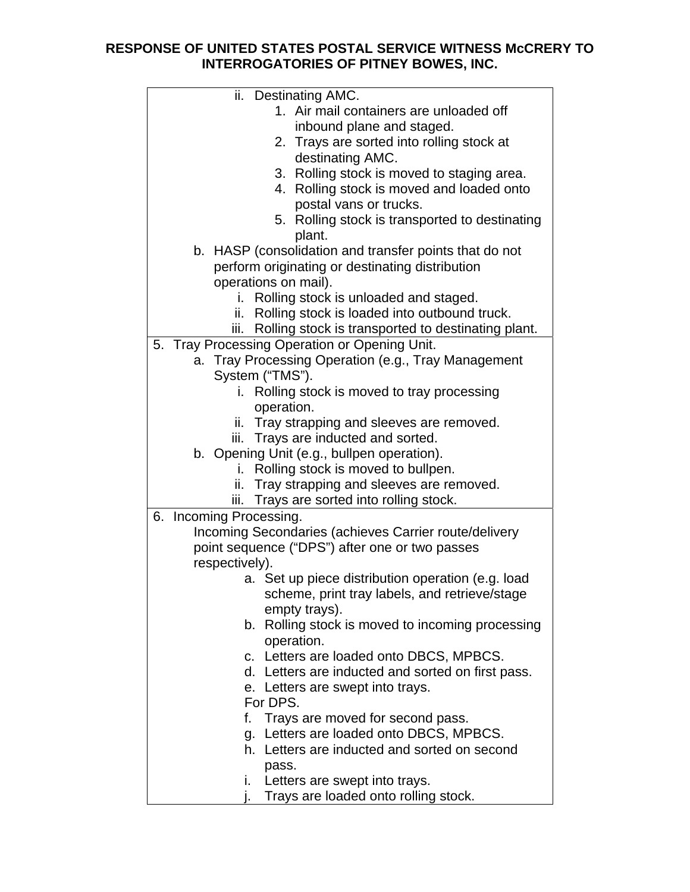**RESPONSE OF UNITED STATES POSTAL SERVICE WITNESS McCRERY TO INTERROGATORIES OF PITNEY BOWES, INC.**

| |
|---|
| ii. Destinating AMC.<br>1. Air mail containers are unloaded off inbound plane and staged.<br>2. Trays are sorted into rolling stock at destinating AMC.<br>3. Rolling stock is moved to staging area.<br>4. Rolling stock is moved and loaded onto postal vans or trucks.<br>5. Rolling stock is transported to destinating plant.<br>b. HASP (consolidation and transfer points that do not perform originating or destinating distribution operations on mail).<br>i. Rolling stock is unloaded and staged.<br>ii. Rolling stock is loaded into outbound truck.<br>iii. Rolling stock is transported to destinating plant. |
| 5. Tray Processing Operation or Opening Unit.<br>a. Tray Processing Operation (e.g., Tray Management System ("TMS").<br>i. Rolling stock is moved to tray processing operation.<br>ii. Tray strapping and sleeves are removed.<br>iii. Trays are inducted and sorted.<br>b. Opening Unit (e.g., bullpen operation).<br>i. Rolling stock is moved to bullpen.<br>ii. Tray strapping and sleeves are removed.<br>iii. Trays are sorted into rolling stock. |
| 6. Incoming Processing.<br>Incoming Secondaries (achieves Carrier route/delivery point sequence ("DPS") after one or two passes respectively).<br>a. Set up piece distribution operation (e.g. load scheme, print tray labels, and retrieve/stage empty trays).<br>b. Rolling stock is moved to incoming processing operation.<br>c. Letters are loaded onto DBCS, MPBCS.<br>d. Letters are inducted and sorted on first pass.<br>e. Letters are swept into trays.<br>For DPS.<br>f. Trays are moved for second pass.<br>g. Letters are loaded onto DBCS, MPBCS.<br>h. Letters are inducted and sorted on second pass.<br>i. Letters are swept into trays.<br>j. Trays are loaded onto rolling stock. |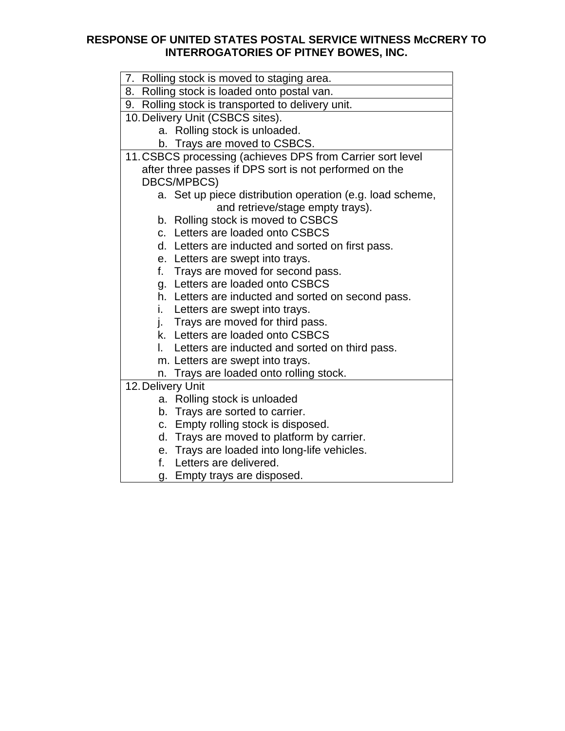**RESPONSE OF UNITED STATES POSTAL SERVICE WITNESS McCRERY TO INTERROGATORIES OF PITNEY BOWES, INC.**

| |
|---|
| 7. Rolling stock is moved to staging area. |
| 8. Rolling stock is loaded onto postal van. |
| 9. Rolling stock is transported to delivery unit. |
| 10. Delivery Unit (CSBCS sites).<br>a. Rolling stock is unloaded.<br>b. Trays are moved to CSBCS. |
| 11. CSBCS processing (achieves DPS from Carrier sort level after three passes if DPS sort is not performed on the DBCS/MPBCS)<br>a. Set up piece distribution operation (e.g. load scheme, and retrieve/stage empty trays).<br>b. Rolling stock is moved to CSBCS<br>c. Letters are loaded onto CSBCS<br>d. Letters are inducted and sorted on first pass.<br>e. Letters are swept into trays.<br>f. Trays are moved for second pass.<br>g. Letters are loaded onto CSBCS<br>h. Letters are inducted and sorted on second pass.<br>i. Letters are swept into trays.<br>j. Trays are moved for third pass.<br>k. Letters are loaded onto CSBCS<br>l. Letters are inducted and sorted on third pass.<br>m. Letters are swept into trays.<br>n. Trays are loaded onto rolling stock. |
| 12. Delivery Unit<br>a. Rolling stock is unloaded<br>b. Trays are sorted to carrier.<br>c. Empty rolling stock is disposed.<br>d. Trays are moved to platform by carrier.<br>e. Trays are loaded into long-life vehicles.<br>f. Letters are delivered.<br>g. Empty trays are disposed. |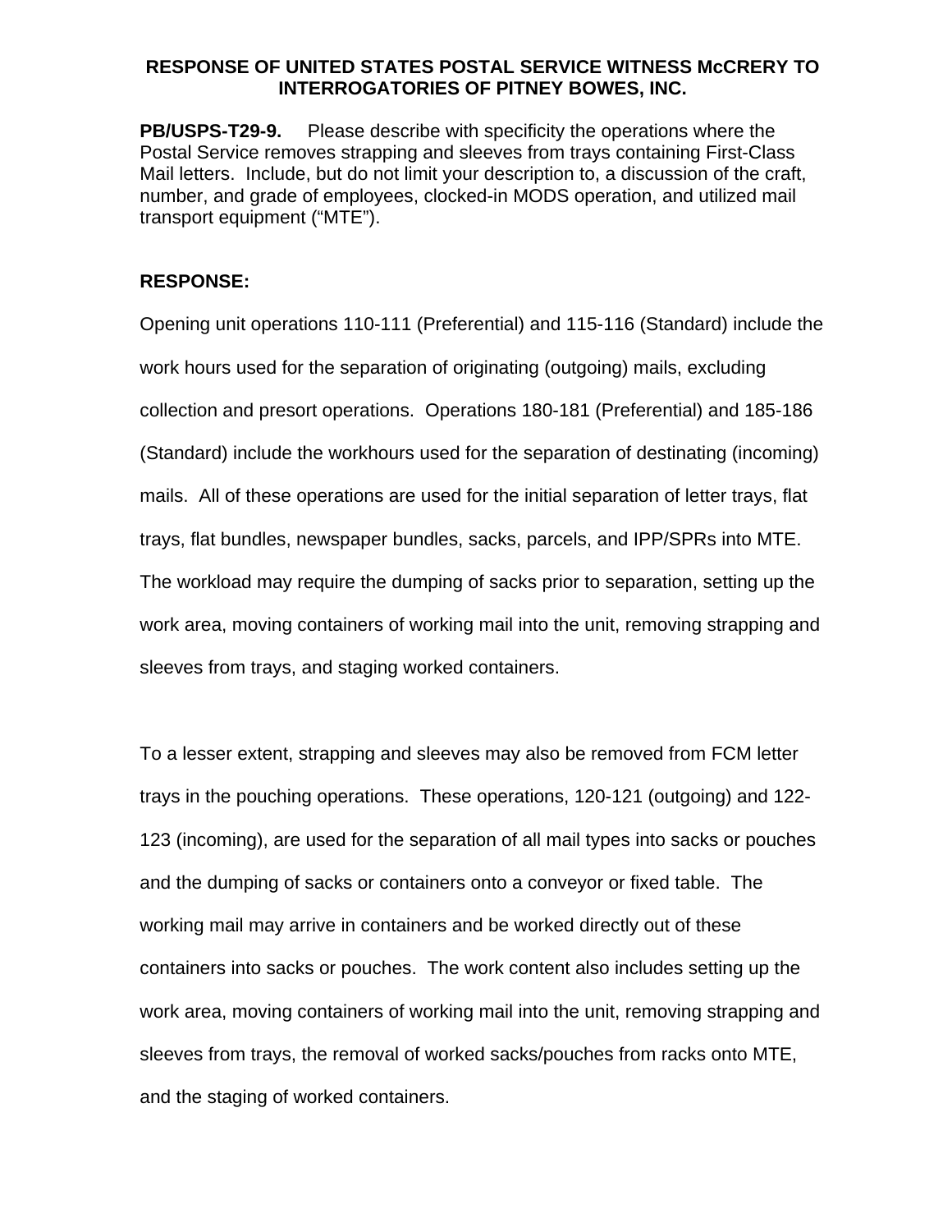**RESPONSE OF UNITED STATES POSTAL SERVICE WITNESS McCRERY TO INTERROGATORIES OF PITNEY BOWES, INC.**

**PB/USPS-T29-9.** Please describe with specificity the operations where the Postal Service removes strapping and sleeves from trays containing First-Class Mail letters. Include, but do not limit your description to, a discussion of the craft, number, and grade of employees, clocked-in MODS operation, and utilized mail transport equipment ("MTE").

**RESPONSE:**

Opening unit operations 110-111 (Preferential) and 115-116 (Standard) include the work hours used for the separation of originating (outgoing) mails, excluding collection and presort operations. Operations 180-181 (Preferential) and 185-186 (Standard) include the workhours used for the separation of destinating (incoming) mails. All of these operations are used for the initial separation of letter trays, flat trays, flat bundles, newspaper bundles, sacks, parcels, and IPP/SPRs into MTE. The workload may require the dumping of sacks prior to separation, setting up the work area, moving containers of working mail into the unit, removing strapping and sleeves from trays, and staging worked containers.

To a lesser extent, strapping and sleeves may also be removed from FCM letter trays in the pouching operations. These operations, 120-121 (outgoing) and 122-123 (incoming), are used for the separation of all mail types into sacks or pouches and the dumping of sacks or containers onto a conveyor or fixed table. The working mail may arrive in containers and be worked directly out of these containers into sacks or pouches. The work content also includes setting up the work area, moving containers of working mail into the unit, removing strapping and sleeves from trays, the removal of worked sacks/pouches from racks onto MTE, and the staging of worked containers.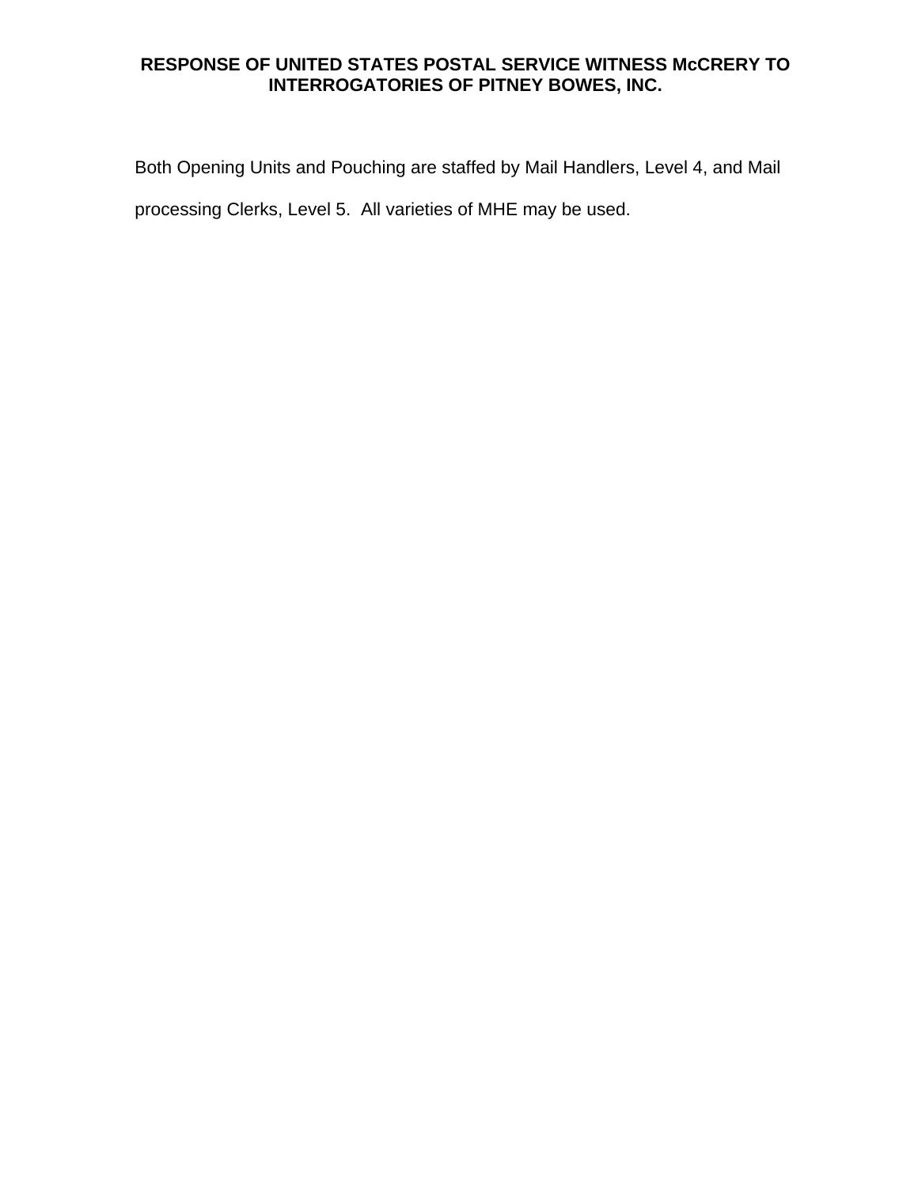Both Opening Units and Pouching are staffed by Mail Handlers, Level 4, and Mail processing Clerks, Level 5. All varieties of MHE may be used.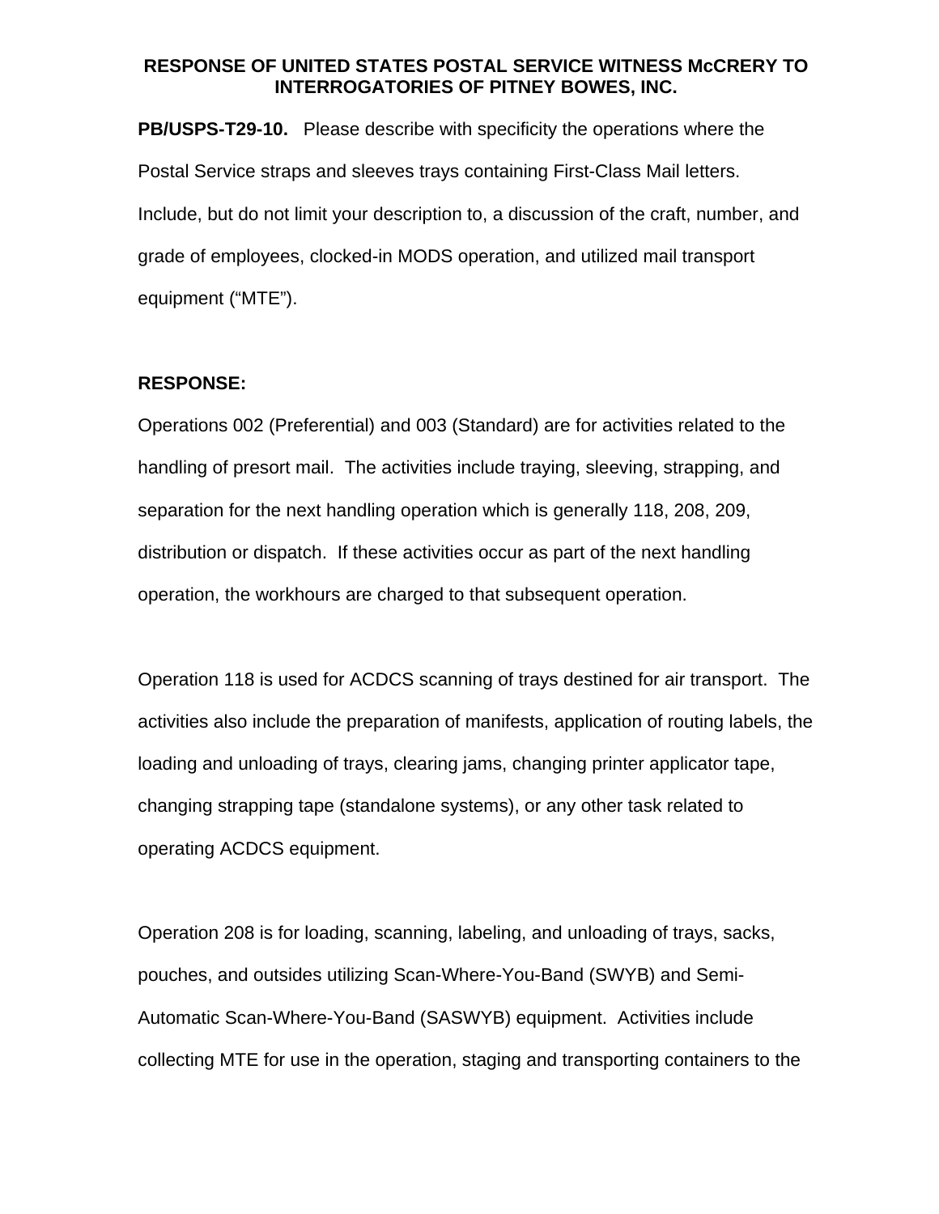**RESPONSE OF UNITED STATES POSTAL SERVICE WITNESS McCRERY TO INTERROGATORIES OF PITNEY BOWES, INC.**

**PB/USPS-T29-10.** Please describe with specificity the operations where the Postal Service straps and sleeves trays containing First-Class Mail letters. Include, but do not limit your description to, a discussion of the craft, number, and grade of employees, clocked-in MODS operation, and utilized mail transport equipment ("MTE").

**RESPONSE:**

Operations 002 (Preferential) and 003 (Standard) are for activities related to the handling of presort mail. The activities include traying, sleeving, strapping, and separation for the next handling operation which is generally 118, 208, 209, distribution or dispatch. If these activities occur as part of the next handling operation, the workhours are charged to that subsequent operation.

Operation 118 is used for ACDCS scanning of trays destined for air transport. The activities also include the preparation of manifests, application of routing labels, the loading and unloading of trays, clearing jams, changing printer applicator tape, changing strapping tape (standalone systems), or any other task related to operating ACDCS equipment.

Operation 208 is for loading, scanning, labeling, and unloading of trays, sacks, pouches, and outsides utilizing Scan-Where-You-Band (SWYB) and Semi-Automatic Scan-Where-You-Band (SASWYB) equipment. Activities include collecting MTE for use in the operation, staging and transporting containers to the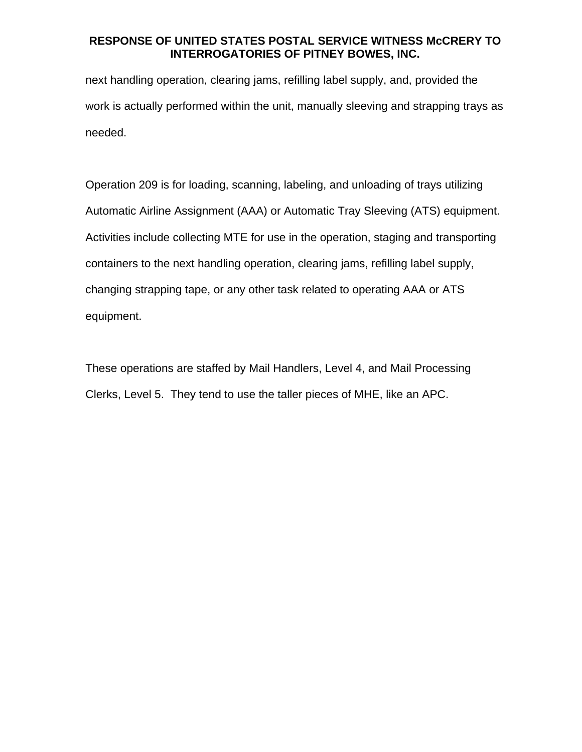next handling operation, clearing jams, refilling label supply, and, provided the work is actually performed within the unit, manually sleeving and strapping trays as needed.

Operation 209 is for loading, scanning, labeling, and unloading of trays utilizing Automatic Airline Assignment (AAA) or Automatic Tray Sleeving (ATS) equipment. Activities include collecting MTE for use in the operation, staging and transporting containers to the next handling operation, clearing jams, refilling label supply, changing strapping tape, or any other task related to operating AAA or ATS equipment.

These operations are staffed by Mail Handlers, Level 4, and Mail Processing Clerks, Level 5. They tend to use the taller pieces of MHE, like an APC.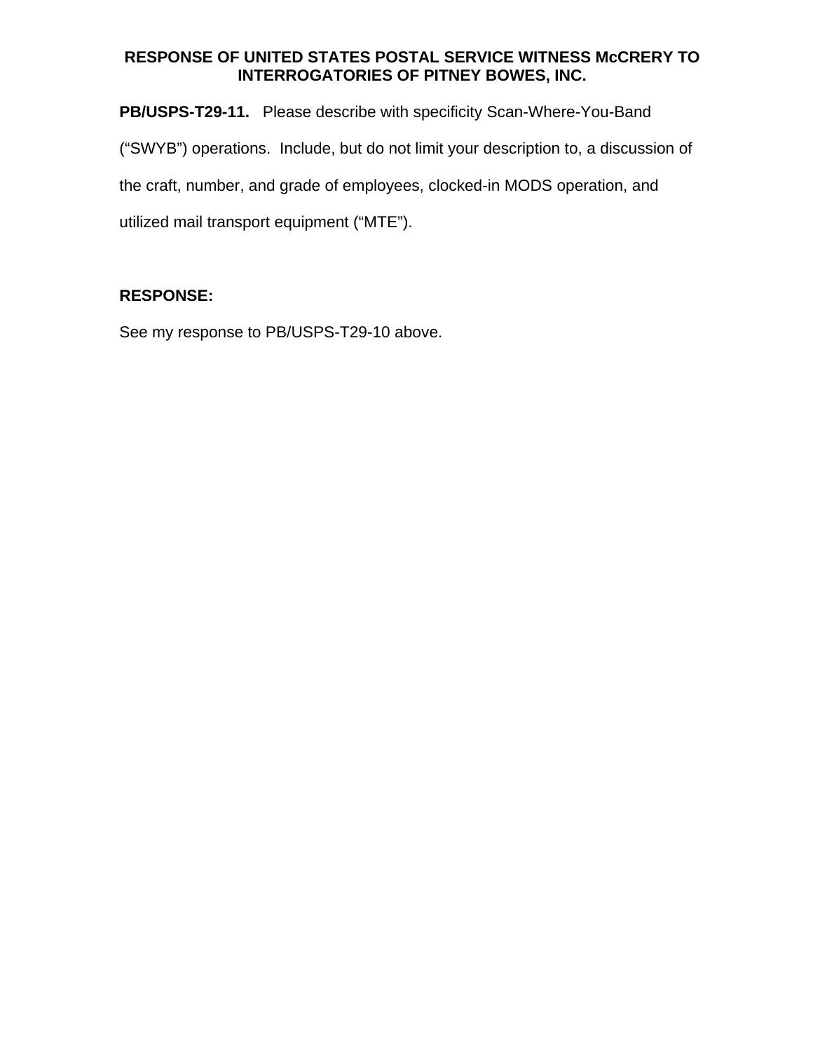**RESPONSE OF UNITED STATES POSTAL SERVICE WITNESS McCRERY TO INTERROGATORIES OF PITNEY BOWES, INC.**

**PB/USPS-T29-11.** Please describe with specificity Scan-Where-You-Band (“SWYB”) operations. Include, but do not limit your description to, a discussion of the craft, number, and grade of employees, clocked-in MODS operation, and utilized mail transport equipment (“MTE”).

**RESPONSE:**

See my response to PB/USPS-T29-10 above.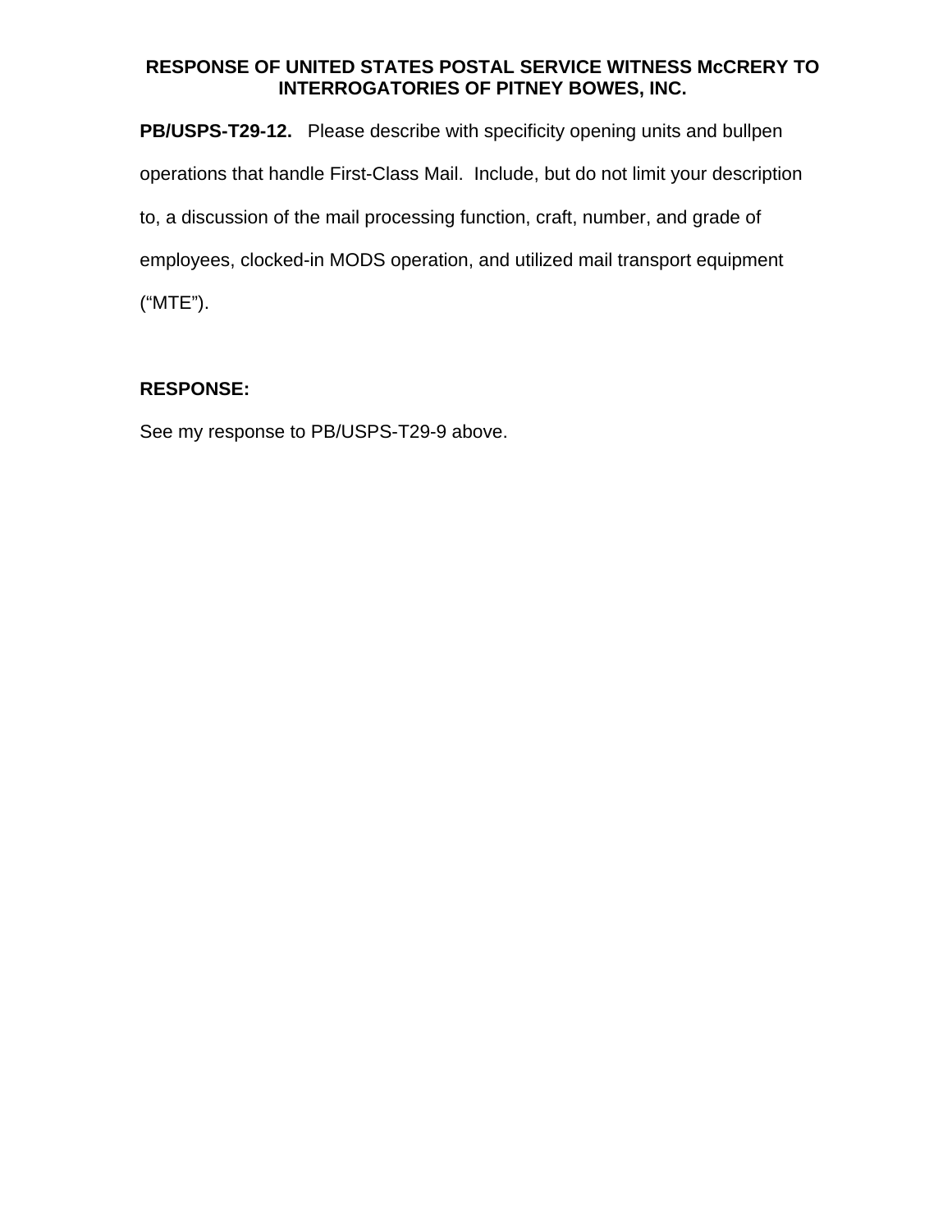**RESPONSE OF UNITED STATES POSTAL SERVICE WITNESS McCRERY TO INTERROGATORIES OF PITNEY BOWES, INC.**

**PB/USPS-T29-12.** Please describe with specificity opening units and bullpen operations that handle First-Class Mail. Include, but do not limit your description to, a discussion of the mail processing function, craft, number, and grade of employees, clocked-in MODS operation, and utilized mail transport equipment ("MTE").

**RESPONSE:**

See my response to PB/USPS-T29-9 above.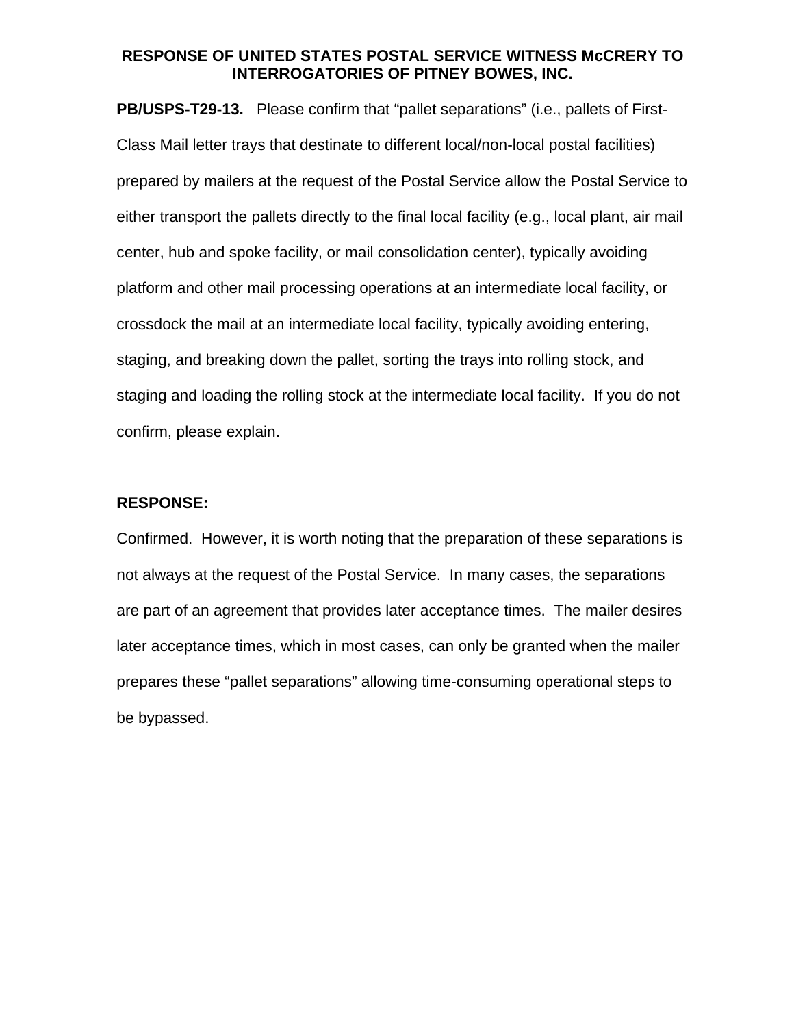**RESPONSE OF UNITED STATES POSTAL SERVICE WITNESS McCRERY TO INTERROGATORIES OF PITNEY BOWES, INC.**

**PB/USPS-T29-13.** Please confirm that "pallet separations" (i.e., pallets of First-Class Mail letter trays that destinate to different local/non-local postal facilities) prepared by mailers at the request of the Postal Service allow the Postal Service to either transport the pallets directly to the final local facility (e.g., local plant, air mail center, hub and spoke facility, or mail consolidation center), typically avoiding platform and other mail processing operations at an intermediate local facility, or crossdock the mail at an intermediate local facility, typically avoiding entering, staging, and breaking down the pallet, sorting the trays into rolling stock, and staging and loading the rolling stock at the intermediate local facility. If you do not confirm, please explain.

**RESPONSE:**

Confirmed. However, it is worth noting that the preparation of these separations is not always at the request of the Postal Service. In many cases, the separations are part of an agreement that provides later acceptance times. The mailer desires later acceptance times, which in most cases, can only be granted when the mailer prepares these "pallet separations" allowing time-consuming operational steps to be bypassed.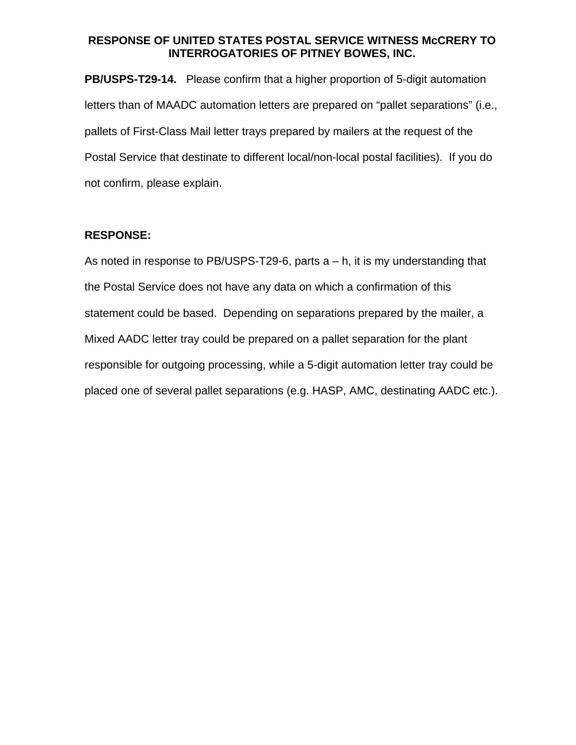**RESPONSE OF UNITED STATES POSTAL SERVICE WITNESS McCRERY TO INTERROGATORIES OF PITNEY BOWES, INC.**

**PB/USPS-T29-14.** Please confirm that a higher proportion of 5-digit automation letters than of MAADC automation letters are prepared on "pallet separations" (i.e., pallets of First-Class Mail letter trays prepared by mailers at the request of the Postal Service that destinate to different local/non-local postal facilities). If you do not confirm, please explain.

**RESPONSE:**

As noted in response to PB/USPS-T29-6, parts a – h, it is my understanding that the Postal Service does not have any data on which a confirmation of this statement could be based. Depending on separations prepared by the mailer, a Mixed AADC letter tray could be prepared on a pallet separation for the plant responsible for outgoing processing, while a 5-digit automation letter tray could be placed one of several pallet separations (e.g. HASP, AMC, destinating AADC etc.).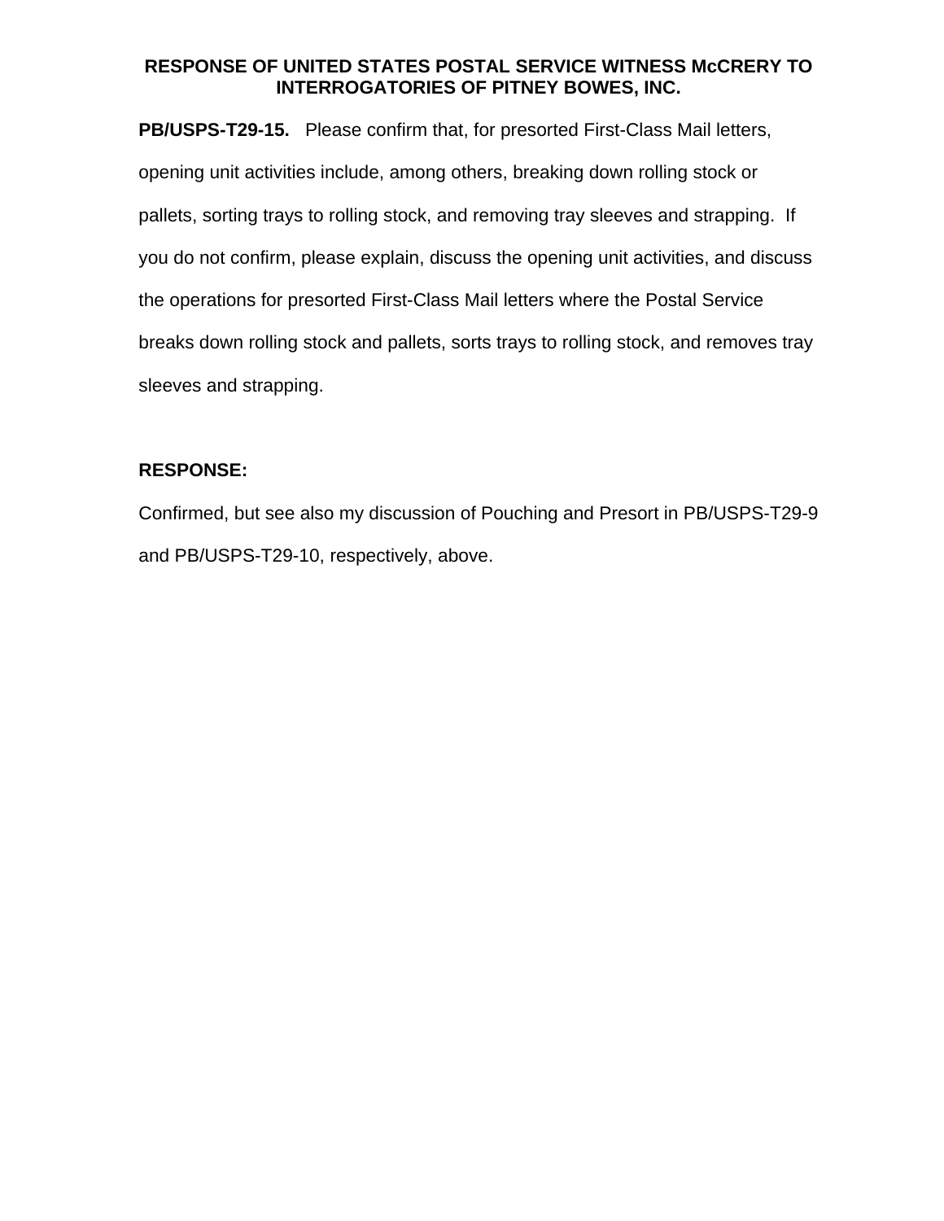**RESPONSE OF UNITED STATES POSTAL SERVICE WITNESS McCRERY TO INTERROGATORIES OF PITNEY BOWES, INC.**

**PB/USPS-T29-15.** Please confirm that, for presorted First-Class Mail letters, opening unit activities include, among others, breaking down rolling stock or pallets, sorting trays to rolling stock, and removing tray sleeves and strapping. If you do not confirm, please explain, discuss the opening unit activities, and discuss the operations for presorted First-Class Mail letters where the Postal Service breaks down rolling stock and pallets, sorts trays to rolling stock, and removes tray sleeves and strapping.

**RESPONSE:**

Confirmed, but see also my discussion of Pouching and Presort in PB/USPS-T29-9 and PB/USPS-T29-10, respectively, above.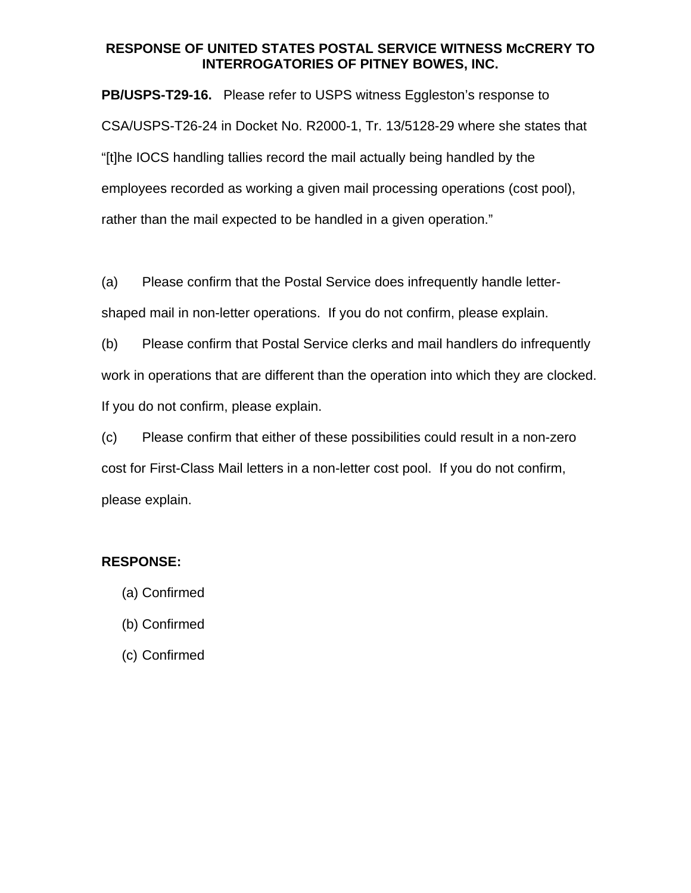# RESPONSE OF UNITED STATES POSTAL SERVICE WITNESS McCRERY TO INTERROGATORIES OF PITNEY BOWES, INC.

**PB/USPS-T29-16.** Please refer to USPS witness Eggleston's response to CSA/USPS-T26-24 in Docket No. R2000-1, Tr. 13/5128-29 where she states that "[t]he IOCS handling tallies record the mail actually being handled by the employees recorded as working a given mail processing operations (cost pool), rather than the mail expected to be handled in a given operation."

(a) Please confirm that the Postal Service does infrequently handle letter-shaped mail in non-letter operations. If you do not confirm, please explain.

(b) Please confirm that Postal Service clerks and mail handlers do infrequently work in operations that are different than the operation into which they are clocked. If you do not confirm, please explain.

(c) Please confirm that either of these possibilities could result in a non-zero cost for First-Class Mail letters in a non-letter cost pool. If you do not confirm, please explain.

**RESPONSE:**

(a) Confirmed

(b) Confirmed

(c) Confirmed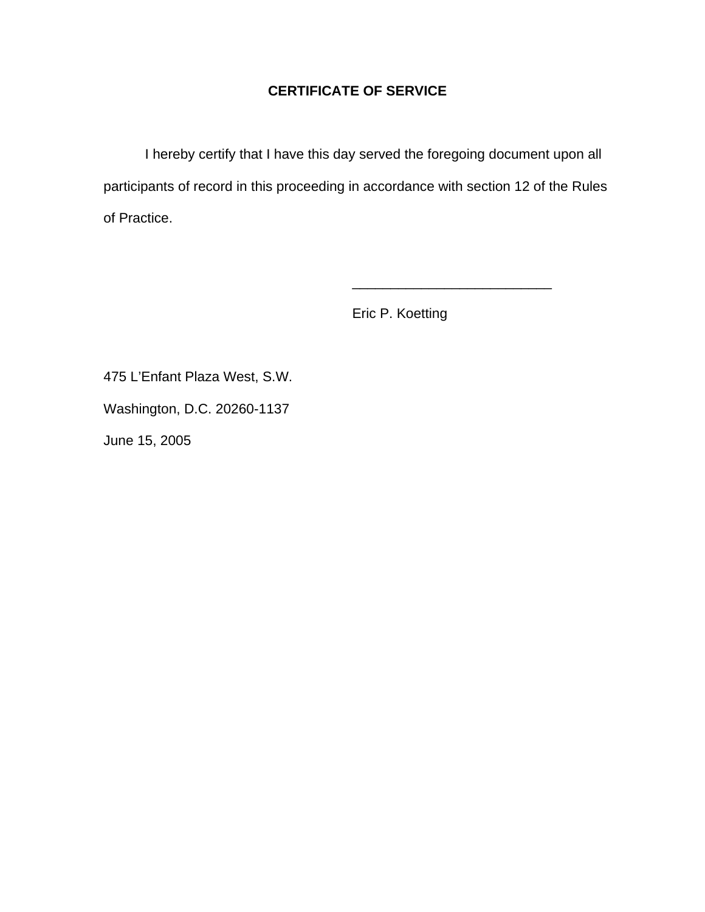# CERTIFICATE OF SERVICE

I hereby certify that I have this day served the foregoing document upon all participants of record in this proceeding in accordance with section 12 of the Rules of Practice.

__________________________

Eric P. Koetting

475 L'Enfant Plaza West, S.W.

Washington, D.C. 20260-1137

June 15, 2005